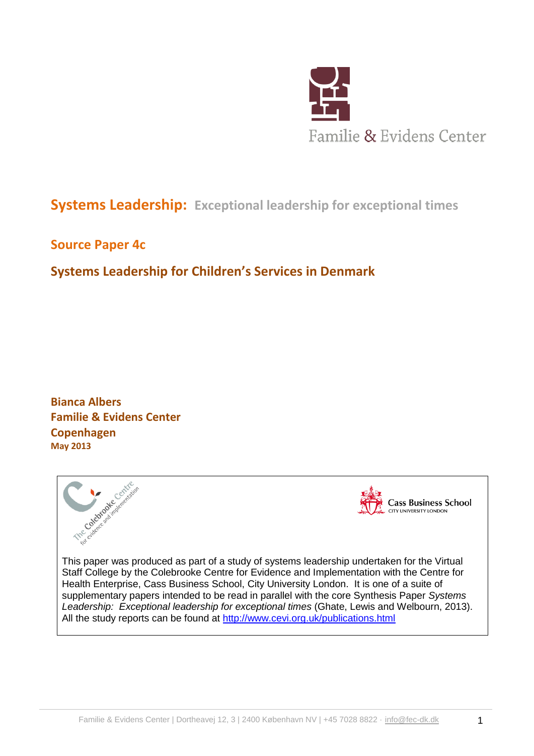Familie & Evidens Center

# Systems Leadership: Exceptional leadership for exceptional times

## Source Paper 4c

## Systems Leadership for Children's Services in Denmark

**Bianca Albers**
**Familie & Evidens Center**
**Copenhagen**
**May 2013**

The Colebrooke Centre for evidence and implementation

Cass Business School
CITY UNIVERSITY LONDON

This paper was produced as part of a study of systems leadership undertaken for the Virtual Staff College by the Colebrooke Centre for Evidence and Implementation with the Centre for Health Enterprise, Cass Business School, City University London. It is one of a suite of supplementary papers intended to be read in parallel with the core Synthesis Paper *Systems Leadership: Exceptional leadership for exceptional times* (Ghate, Lewis and Welbourn, 2013). All the study reports can be found at http://www.cevi.org.uk/publications.html

Familie & Evidens Center | Dortheavej 12, 3 | 2400 København NV | +45 7028 8822 · info@fec-dk.dk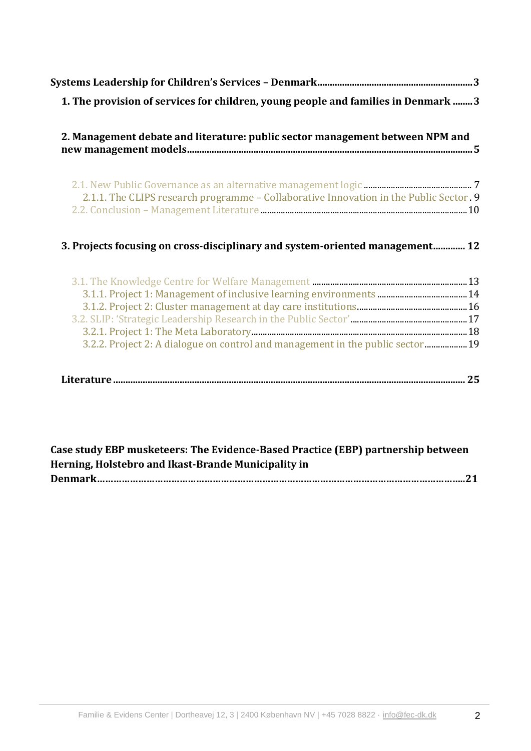**Systems Leadership for Children's Services – Denmark** .......... 3

**1. The provision of services for children, young people and families in Denmark** .......... 3

**2. Management debate and literature: public sector management between NPM and new management models** .......... 5

2.1. New Public Governance as an alternative management logic .......... 7

2.1.1. The CLIPS research programme – Collaborative Innovation in the Public Sector . 9

2.2. Conclusion – Management Literature .......... 10

**3. Projects focusing on cross-disciplinary and system-oriented management** .......... 12

3.1. The Knowledge Centre for Welfare Management .......... 13

3.1.1. Project 1: Management of inclusive learning environments .......... 14

3.1.2. Project 2: Cluster management at day care institutions .......... 16

3.2. SLIP: 'Strategic Leadership Research in the Public Sector' .......... 17

3.2.1. Project 1: The Meta Laboratory .......... 18

3.2.2. Project 2: A dialogue on control and management in the public sector .......... 19

**Literature** .......... 25

**Case study EBP musketeers: The Evidence-Based Practice (EBP) partnership between Herning, Holstebro and Ikast-Brande Municipality in Denmark** .......... 21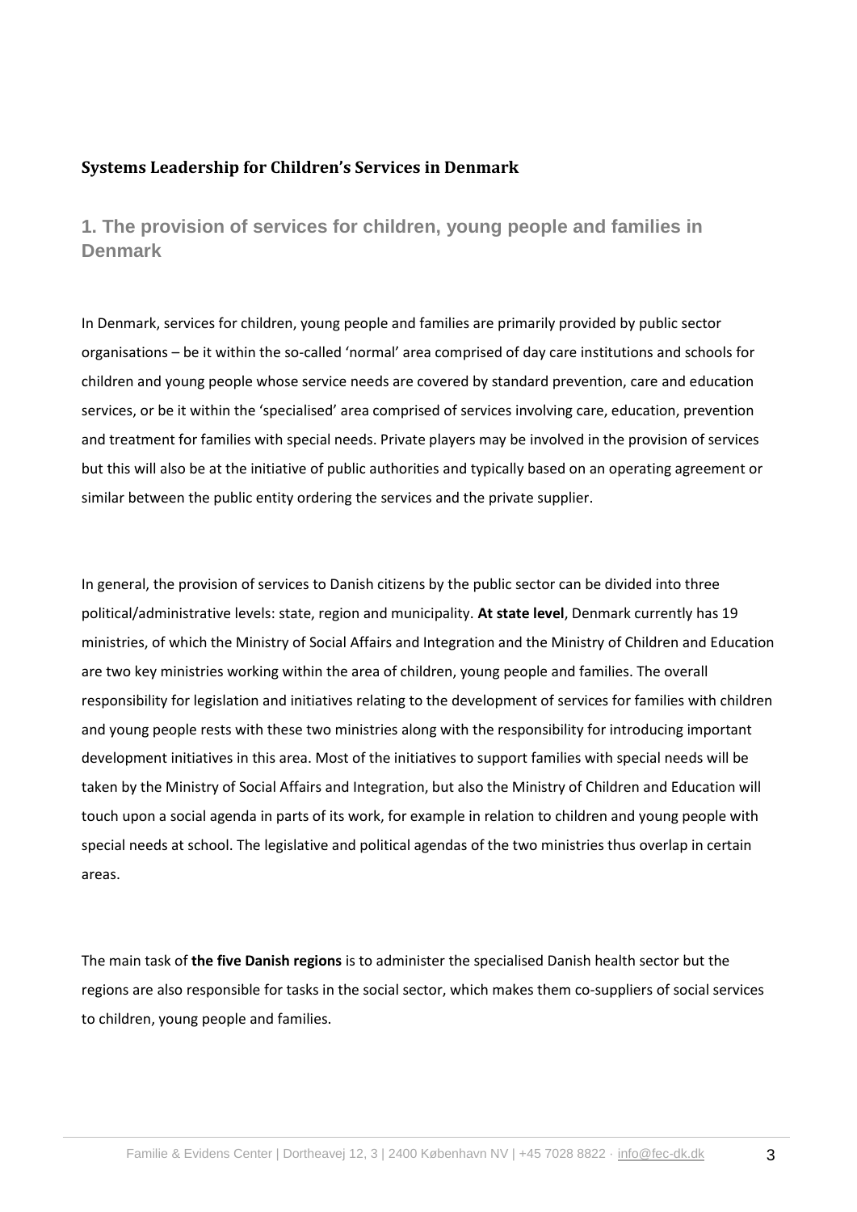## Systems Leadership for Children's Services in Denmark

### 1. The provision of services for children, young people and families in Denmark

In Denmark, services for children, young people and families are primarily provided by public sector organisations – be it within the so-called 'normal' area comprised of day care institutions and schools for children and young people whose service needs are covered by standard prevention, care and education services, or be it within the 'specialised' area comprised of services involving care, education, prevention and treatment for families with special needs. Private players may be involved in the provision of services but this will also be at the initiative of public authorities and typically based on an operating agreement or similar between the public entity ordering the services and the private supplier.

In general, the provision of services to Danish citizens by the public sector can be divided into three political/administrative levels: state, region and municipality. **At state level**, Denmark currently has 19 ministries, of which the Ministry of Social Affairs and Integration and the Ministry of Children and Education are two key ministries working within the area of children, young people and families. The overall responsibility for legislation and initiatives relating to the development of services for families with children and young people rests with these two ministries along with the responsibility for introducing important development initiatives in this area. Most of the initiatives to support families with special needs will be taken by the Ministry of Social Affairs and Integration, but also the Ministry of Children and Education will touch upon a social agenda in parts of its work, for example in relation to children and young people with special needs at school. The legislative and political agendas of the two ministries thus overlap in certain areas.

The main task of **the five Danish regions** is to administer the specialised Danish health sector but the regions are also responsible for tasks in the social sector, which makes them co-suppliers of social services to children, young people and families.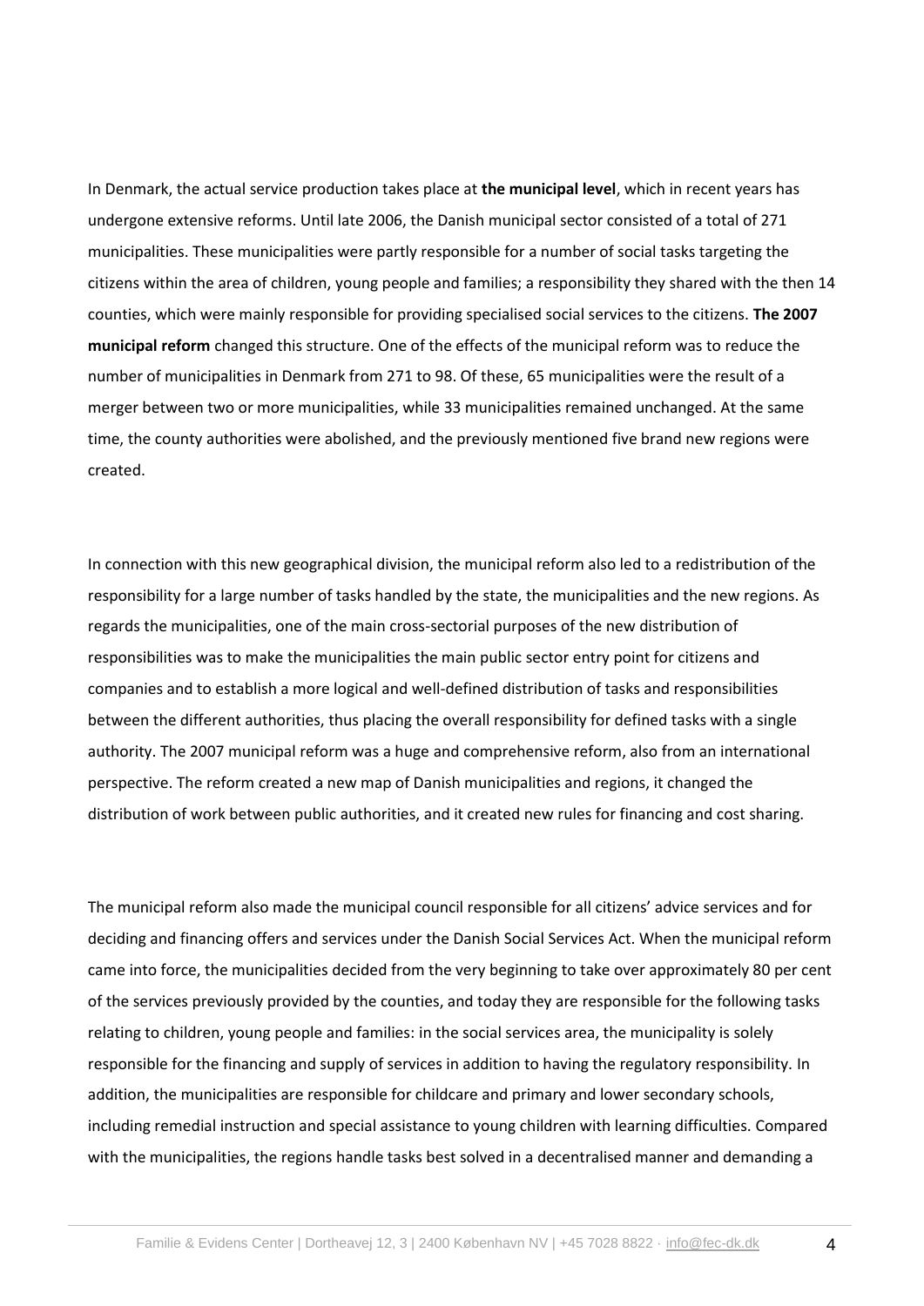In Denmark, the actual service production takes place at **the municipal level**, which in recent years has undergone extensive reforms. Until late 2006, the Danish municipal sector consisted of a total of 271 municipalities. These municipalities were partly responsible for a number of social tasks targeting the citizens within the area of children, young people and families; a responsibility they shared with the then 14 counties, which were mainly responsible for providing specialised social services to the citizens. **The 2007 municipal reform** changed this structure. One of the effects of the municipal reform was to reduce the number of municipalities in Denmark from 271 to 98. Of these, 65 municipalities were the result of a merger between two or more municipalities, while 33 municipalities remained unchanged. At the same time, the county authorities were abolished, and the previously mentioned five brand new regions were created.

In connection with this new geographical division, the municipal reform also led to a redistribution of the responsibility for a large number of tasks handled by the state, the municipalities and the new regions. As regards the municipalities, one of the main cross-sectorial purposes of the new distribution of responsibilities was to make the municipalities the main public sector entry point for citizens and companies and to establish a more logical and well-defined distribution of tasks and responsibilities between the different authorities, thus placing the overall responsibility for defined tasks with a single authority. The 2007 municipal reform was a huge and comprehensive reform, also from an international perspective. The reform created a new map of Danish municipalities and regions, it changed the distribution of work between public authorities, and it created new rules for financing and cost sharing.

The municipal reform also made the municipal council responsible for all citizens' advice services and for deciding and financing offers and services under the Danish Social Services Act. When the municipal reform came into force, the municipalities decided from the very beginning to take over approximately 80 per cent of the services previously provided by the counties, and today they are responsible for the following tasks relating to children, young people and families: in the social services area, the municipality is solely responsible for the financing and supply of services in addition to having the regulatory responsibility. In addition, the municipalities are responsible for childcare and primary and lower secondary schools, including remedial instruction and special assistance to young children with learning difficulties. Compared with the municipalities, the regions handle tasks best solved in a decentralised manner and demanding a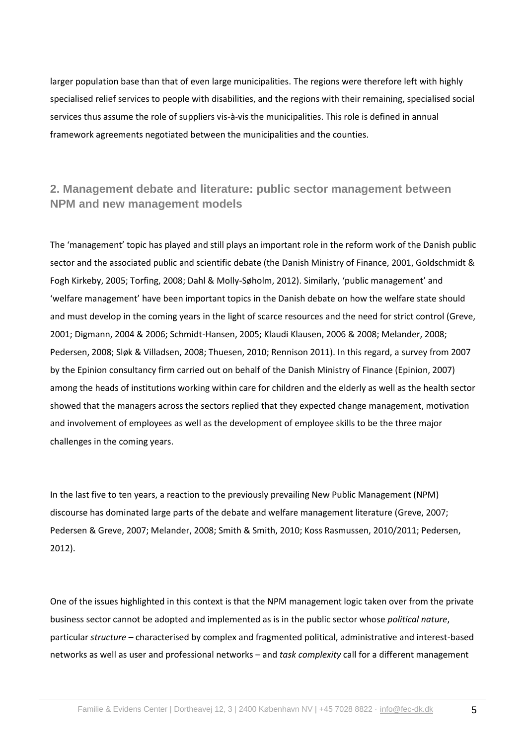larger population base than that of even large municipalities. The regions were therefore left with highly specialised relief services to people with disabilities, and the regions with their remaining, specialised social services thus assume the role of suppliers vis-à-vis the municipalities. This role is defined in annual framework agreements negotiated between the municipalities and the counties.

## 2. Management debate and literature: public sector management between NPM and new management models

The 'management' topic has played and still plays an important role in the reform work of the Danish public sector and the associated public and scientific debate (the Danish Ministry of Finance, 2001, Goldschmidt & Fogh Kirkeby, 2005; Torfing, 2008; Dahl & Molly-Søholm, 2012). Similarly, 'public management' and 'welfare management' have been important topics in the Danish debate on how the welfare state should and must develop in the coming years in the light of scarce resources and the need for strict control (Greve, 2001; Digmann, 2004 & 2006; Schmidt-Hansen, 2005; Klaudi Klausen, 2006 & 2008; Melander, 2008; Pedersen, 2008; Sløk & Villadsen, 2008; Thuesen, 2010; Rennison 2011). In this regard, a survey from 2007 by the Epinion consultancy firm carried out on behalf of the Danish Ministry of Finance (Epinion, 2007) among the heads of institutions working within care for children and the elderly as well as the health sector showed that the managers across the sectors replied that they expected change management, motivation and involvement of employees as well as the development of employee skills to be the three major challenges in the coming years.

In the last five to ten years, a reaction to the previously prevailing New Public Management (NPM) discourse has dominated large parts of the debate and welfare management literature (Greve, 2007; Pedersen & Greve, 2007; Melander, 2008; Smith & Smith, 2010; Koss Rasmussen, 2010/2011; Pedersen, 2012).

One of the issues highlighted in this context is that the NPM management logic taken over from the private business sector cannot be adopted and implemented as is in the public sector whose *political nature*, particular *structure* – characterised by complex and fragmented political, administrative and interest-based networks as well as user and professional networks – and *task complexity* call for a different management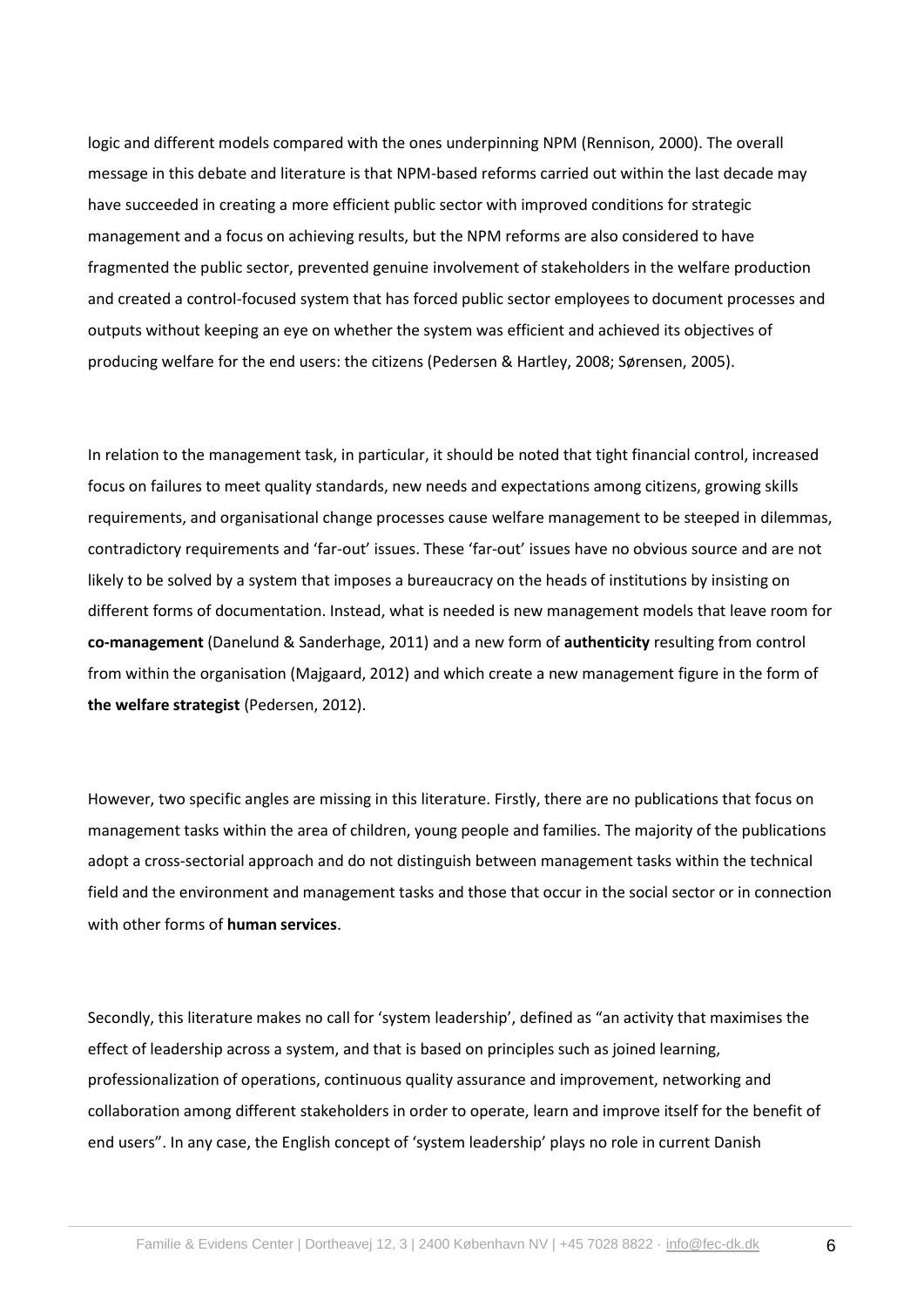logic and different models compared with the ones underpinning NPM (Rennison, 2000). The overall message in this debate and literature is that NPM-based reforms carried out within the last decade may have succeeded in creating a more efficient public sector with improved conditions for strategic management and a focus on achieving results, but the NPM reforms are also considered to have fragmented the public sector, prevented genuine involvement of stakeholders in the welfare production and created a control-focused system that has forced public sector employees to document processes and outputs without keeping an eye on whether the system was efficient and achieved its objectives of producing welfare for the end users: the citizens (Pedersen & Hartley, 2008; Sørensen, 2005).

In relation to the management task, in particular, it should be noted that tight financial control, increased focus on failures to meet quality standards, new needs and expectations among citizens, growing skills requirements, and organisational change processes cause welfare management to be steeped in dilemmas, contradictory requirements and 'far-out' issues. These 'far-out' issues have no obvious source and are not likely to be solved by a system that imposes a bureaucracy on the heads of institutions by insisting on different forms of documentation. Instead, what is needed is new management models that leave room for **co-management** (Danelund & Sanderhage, 2011) and a new form of **authenticity** resulting from control from within the organisation (Majgaard, 2012) and which create a new management figure in the form of **the welfare strategist** (Pedersen, 2012).

However, two specific angles are missing in this literature. Firstly, there are no publications that focus on management tasks within the area of children, young people and families. The majority of the publications adopt a cross-sectorial approach and do not distinguish between management tasks within the technical field and the environment and management tasks and those that occur in the social sector or in connection with other forms of **human services**.

Secondly, this literature makes no call for 'system leadership', defined as "an activity that maximises the effect of leadership across a system, and that is based on principles such as joined learning, professionalization of operations, continuous quality assurance and improvement, networking and collaboration among different stakeholders in order to operate, learn and improve itself for the benefit of end users". In any case, the English concept of 'system leadership' plays no role in current Danish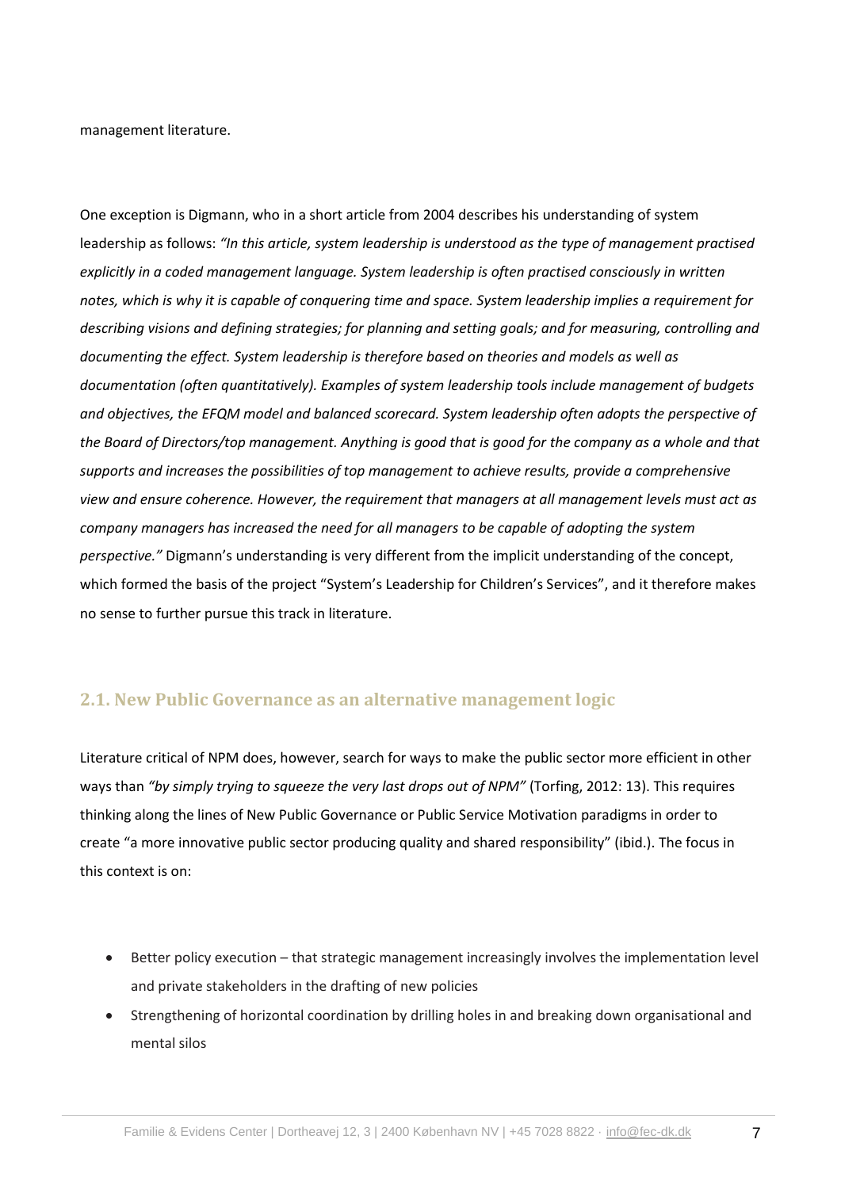management literature.

One exception is Digmann, who in a short article from 2004 describes his understanding of system leadership as follows: *"In this article, system leadership is understood as the type of management practised explicitly in a coded management language. System leadership is often practised consciously in written notes, which is why it is capable of conquering time and space. System leadership implies a requirement for describing visions and defining strategies; for planning and setting goals; and for measuring, controlling and documenting the effect. System leadership is therefore based on theories and models as well as documentation (often quantitatively). Examples of system leadership tools include management of budgets and objectives, the EFQM model and balanced scorecard. System leadership often adopts the perspective of the Board of Directors/top management. Anything is good that is good for the company as a whole and that supports and increases the possibilities of top management to achieve results, provide a comprehensive view and ensure coherence. However, the requirement that managers at all management levels must act as company managers has increased the need for all managers to be capable of adopting the system perspective."* Digmann's understanding is very different from the implicit understanding of the concept, which formed the basis of the project "System's Leadership for Children's Services", and it therefore makes no sense to further pursue this track in literature.

## 2.1. New Public Governance as an alternative management logic

Literature critical of NPM does, however, search for ways to make the public sector more efficient in other ways than *"by simply trying to squeeze the very last drops out of NPM"* (Torfing, 2012: 13). This requires thinking along the lines of New Public Governance or Public Service Motivation paradigms in order to create "a more innovative public sector producing quality and shared responsibility" (ibid.). The focus in this context is on:

- Better policy execution – that strategic management increasingly involves the implementation level and private stakeholders in the drafting of new policies
- Strengthening of horizontal coordination by drilling holes in and breaking down organisational and mental silos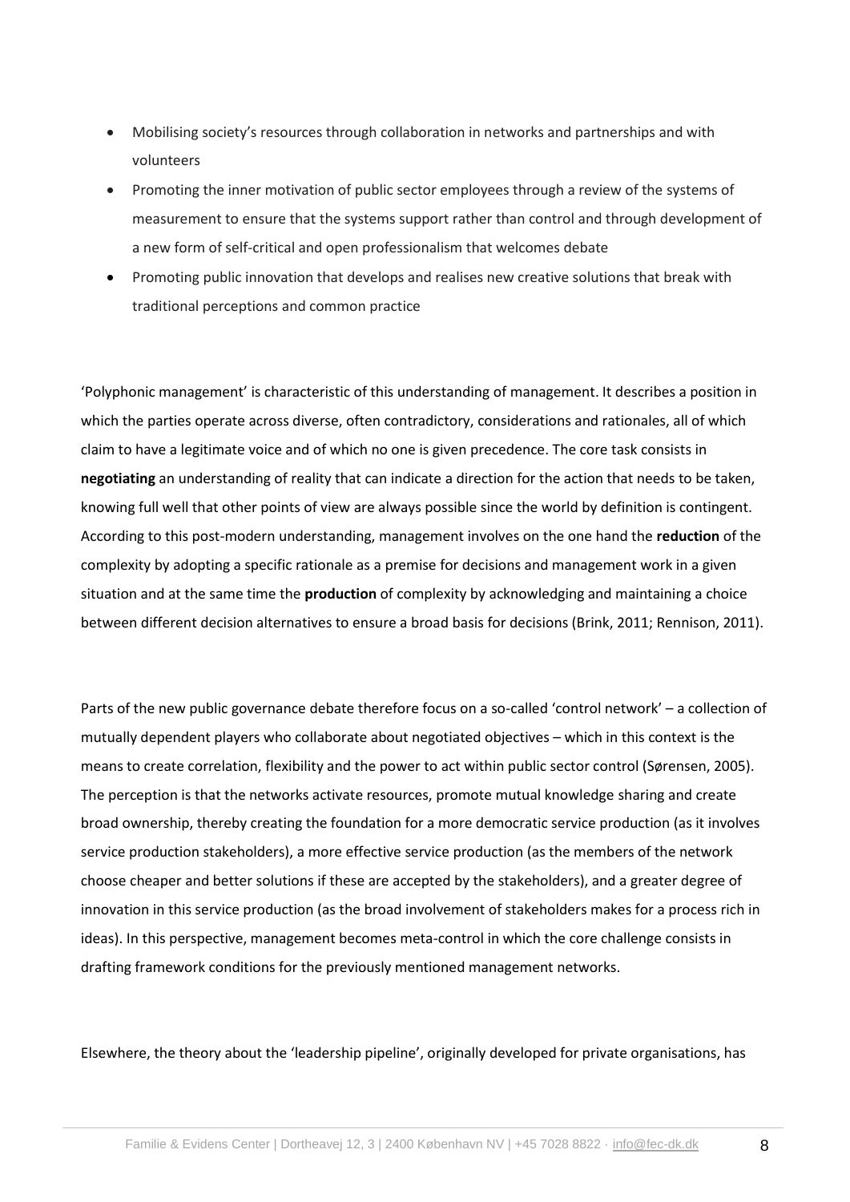- Mobilising society's resources through collaboration in networks and partnerships and with volunteers
- Promoting the inner motivation of public sector employees through a review of the systems of measurement to ensure that the systems support rather than control and through development of a new form of self-critical and open professionalism that welcomes debate
- Promoting public innovation that develops and realises new creative solutions that break with traditional perceptions and common practice

'Polyphonic management' is characteristic of this understanding of management. It describes a position in which the parties operate across diverse, often contradictory, considerations and rationales, all of which claim to have a legitimate voice and of which no one is given precedence. The core task consists in **negotiating** an understanding of reality that can indicate a direction for the action that needs to be taken, knowing full well that other points of view are always possible since the world by definition is contingent. According to this post-modern understanding, management involves on the one hand the **reduction** of the complexity by adopting a specific rationale as a premise for decisions and management work in a given situation and at the same time the **production** of complexity by acknowledging and maintaining a choice between different decision alternatives to ensure a broad basis for decisions (Brink, 2011; Rennison, 2011).

Parts of the new public governance debate therefore focus on a so-called 'control network' – a collection of mutually dependent players who collaborate about negotiated objectives – which in this context is the means to create correlation, flexibility and the power to act within public sector control (Sørensen, 2005). The perception is that the networks activate resources, promote mutual knowledge sharing and create broad ownership, thereby creating the foundation for a more democratic service production (as it involves service production stakeholders), a more effective service production (as the members of the network choose cheaper and better solutions if these are accepted by the stakeholders), and a greater degree of innovation in this service production (as the broad involvement of stakeholders makes for a process rich in ideas). In this perspective, management becomes meta-control in which the core challenge consists in drafting framework conditions for the previously mentioned management networks.

Elsewhere, the theory about the 'leadership pipeline', originally developed for private organisations, has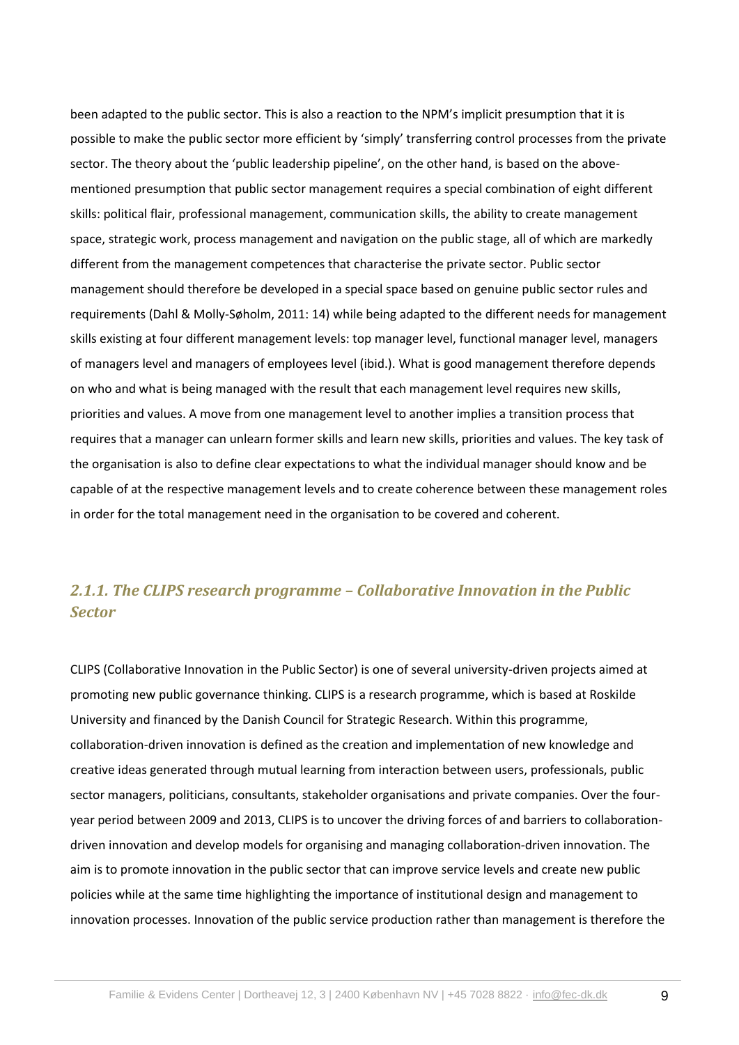been adapted to the public sector. This is also a reaction to the NPM's implicit presumption that it is possible to make the public sector more efficient by 'simply' transferring control processes from the private sector. The theory about the 'public leadership pipeline', on the other hand, is based on the above-mentioned presumption that public sector management requires a special combination of eight different skills: political flair, professional management, communication skills, the ability to create management space, strategic work, process management and navigation on the public stage, all of which are markedly different from the management competences that characterise the private sector. Public sector management should therefore be developed in a special space based on genuine public sector rules and requirements (Dahl & Molly-Søholm, 2011: 14) while being adapted to the different needs for management skills existing at four different management levels: top manager level, functional manager level, managers of managers level and managers of employees level (ibid.). What is good management therefore depends on who and what is being managed with the result that each management level requires new skills, priorities and values. A move from one management level to another implies a transition process that requires that a manager can unlearn former skills and learn new skills, priorities and values. The key task of the organisation is also to define clear expectations to what the individual manager should know and be capable of at the respective management levels and to create coherence between these management roles in order for the total management need in the organisation to be covered and coherent.

### *2.1.1. The CLIPS research programme – Collaborative Innovation in the Public Sector*

CLIPS (Collaborative Innovation in the Public Sector) is one of several university-driven projects aimed at promoting new public governance thinking. CLIPS is a research programme, which is based at Roskilde University and financed by the Danish Council for Strategic Research. Within this programme, collaboration-driven innovation is defined as the creation and implementation of new knowledge and creative ideas generated through mutual learning from interaction between users, professionals, public sector managers, politicians, consultants, stakeholder organisations and private companies. Over the four-year period between 2009 and 2013, CLIPS is to uncover the driving forces of and barriers to collaboration-driven innovation and develop models for organising and managing collaboration-driven innovation. The aim is to promote innovation in the public sector that can improve service levels and create new public policies while at the same time highlighting the importance of institutional design and management to innovation processes. Innovation of the public service production rather than management is therefore the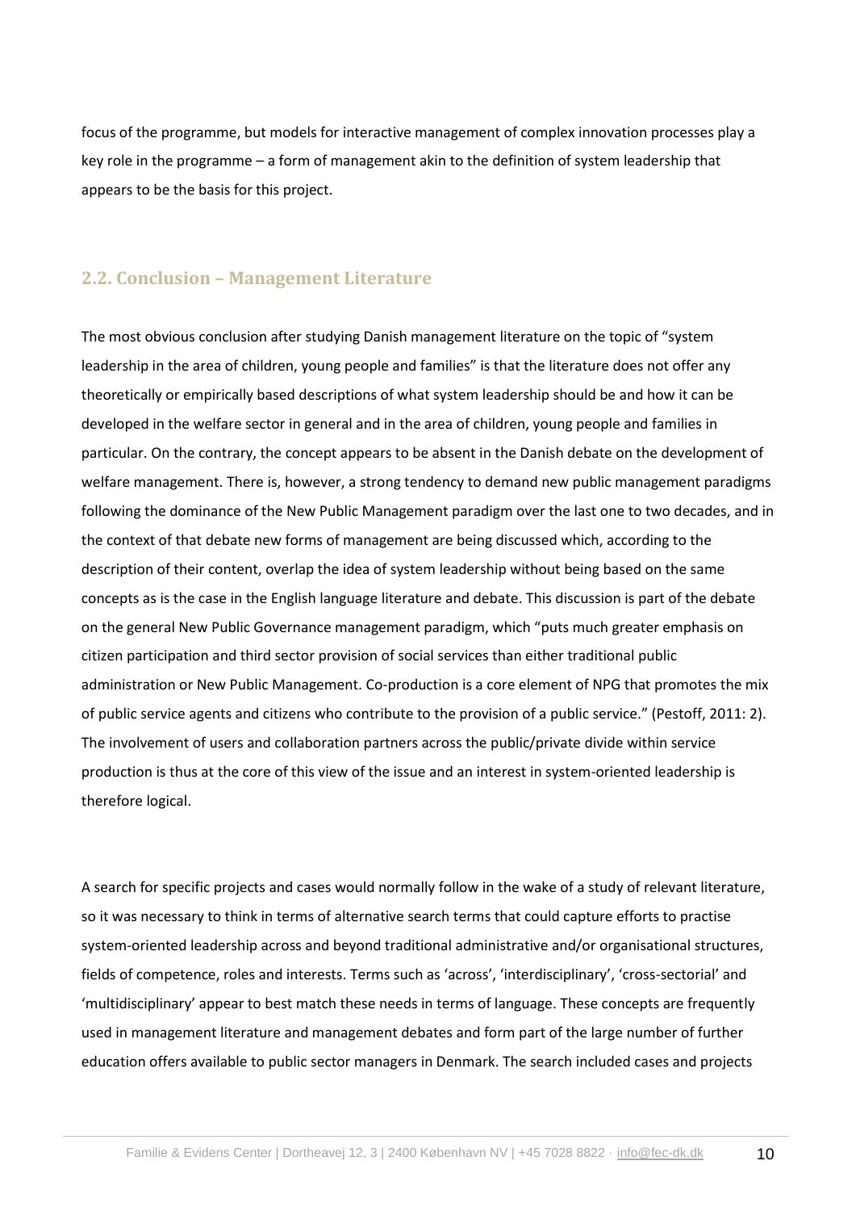focus of the programme, but models for interactive management of complex innovation processes play a key role in the programme – a form of management akin to the definition of system leadership that appears to be the basis for this project.

## 2.2. Conclusion – Management Literature

The most obvious conclusion after studying Danish management literature on the topic of "system leadership in the area of children, young people and families" is that the literature does not offer any theoretically or empirically based descriptions of what system leadership should be and how it can be developed in the welfare sector in general and in the area of children, young people and families in particular. On the contrary, the concept appears to be absent in the Danish debate on the development of welfare management. There is, however, a strong tendency to demand new public management paradigms following the dominance of the New Public Management paradigm over the last one to two decades, and in the context of that debate new forms of management are being discussed which, according to the description of their content, overlap the idea of system leadership without being based on the same concepts as is the case in the English language literature and debate. This discussion is part of the debate on the general New Public Governance management paradigm, which "puts much greater emphasis on citizen participation and third sector provision of social services than either traditional public administration or New Public Management. Co-production is a core element of NPG that promotes the mix of public service agents and citizens who contribute to the provision of a public service." (Pestoff, 2011: 2). The involvement of users and collaboration partners across the public/private divide within service production is thus at the core of this view of the issue and an interest in system-oriented leadership is therefore logical.

A search for specific projects and cases would normally follow in the wake of a study of relevant literature, so it was necessary to think in terms of alternative search terms that could capture efforts to practise system-oriented leadership across and beyond traditional administrative and/or organisational structures, fields of competence, roles and interests. Terms such as 'across', 'interdisciplinary', 'cross-sectorial' and 'multidisciplinary' appear to best match these needs in terms of language. These concepts are frequently used in management literature and management debates and form part of the large number of further education offers available to public sector managers in Denmark. The search included cases and projects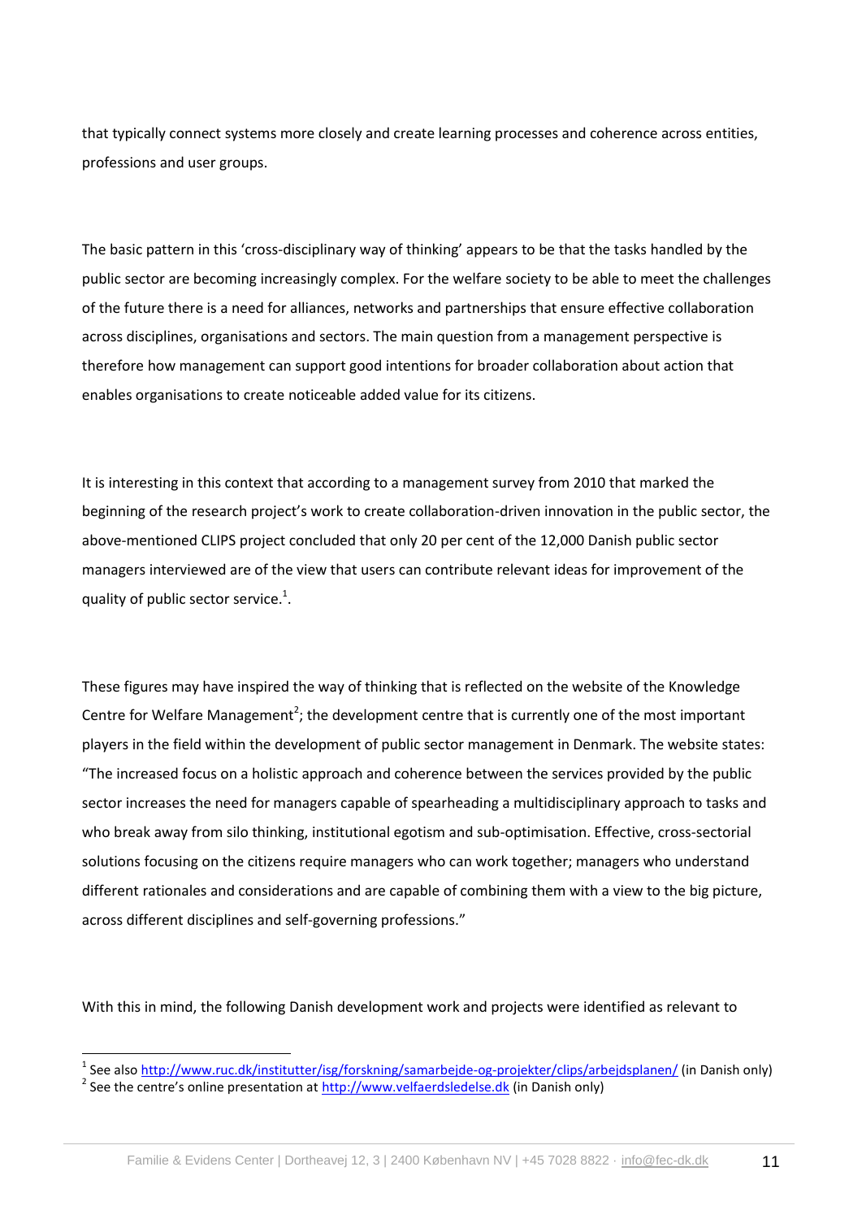that typically connect systems more closely and create learning processes and coherence across entities, professions and user groups.

The basic pattern in this 'cross-disciplinary way of thinking' appears to be that the tasks handled by the public sector are becoming increasingly complex. For the welfare society to be able to meet the challenges of the future there is a need for alliances, networks and partnerships that ensure effective collaboration across disciplines, organisations and sectors. The main question from a management perspective is therefore how management can support good intentions for broader collaboration about action that enables organisations to create noticeable added value for its citizens.

It is interesting in this context that according to a management survey from 2010 that marked the beginning of the research project's work to create collaboration-driven innovation in the public sector, the above-mentioned CLIPS project concluded that only 20 per cent of the 12,000 Danish public sector managers interviewed are of the view that users can contribute relevant ideas for improvement of the quality of public sector service.[1].

These figures may have inspired the way of thinking that is reflected on the website of the Knowledge Centre for Welfare Management[2]; the development centre that is currently one of the most important players in the field within the development of public sector management in Denmark. The website states: "The increased focus on a holistic approach and coherence between the services provided by the public sector increases the need for managers capable of spearheading a multidisciplinary approach to tasks and who break away from silo thinking, institutional egotism and sub-optimisation. Effective, cross-sectorial solutions focusing on the citizens require managers who can work together; managers who understand different rationales and considerations and are capable of combining them with a view to the big picture, across different disciplines and self-governing professions."

With this in mind, the following Danish development work and projects were identified as relevant to

---

[1] See also http://www.ruc.dk/institutter/isg/forskning/samarbejde-og-projekter/clips/arbejdsplanen/ (in Danish only)

[2] See the centre's online presentation at http://www.velfaerdsledelse.dk (in Danish only)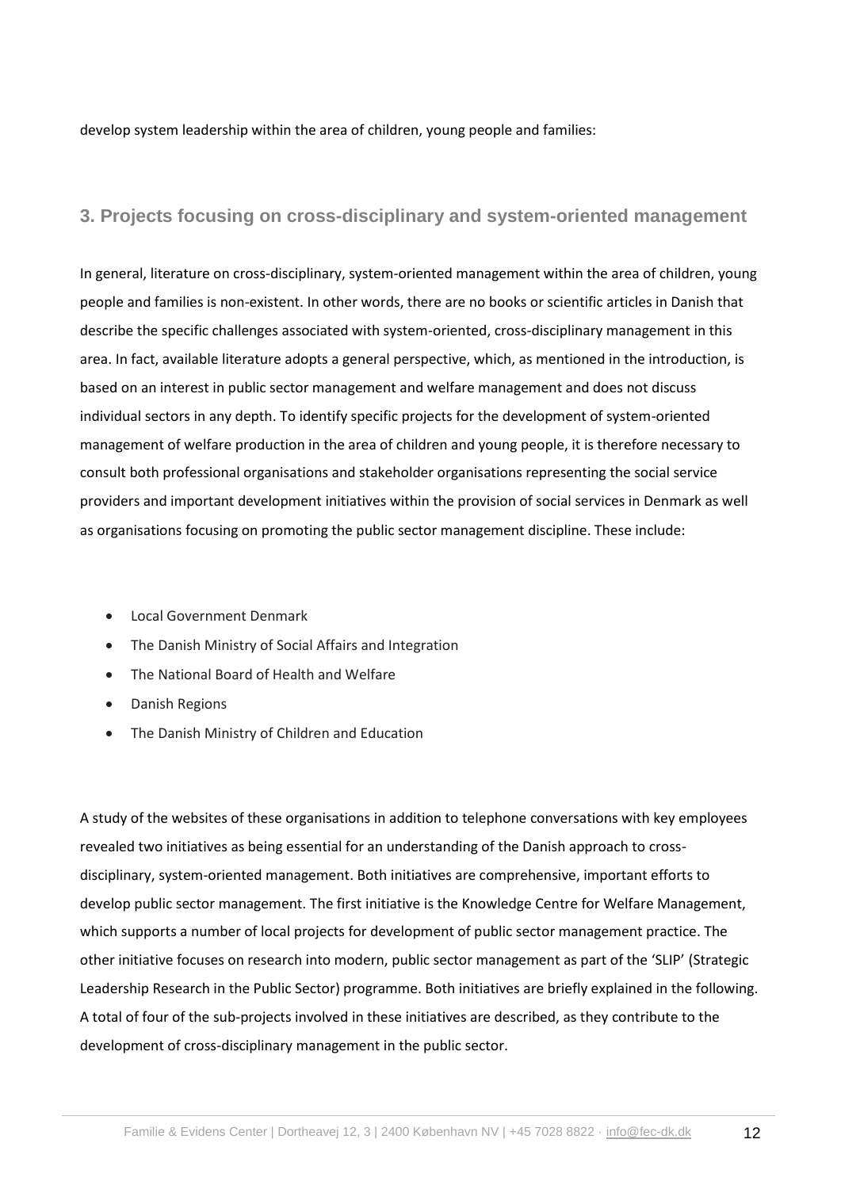develop system leadership within the area of children, young people and families:

## 3. Projects focusing on cross-disciplinary and system-oriented management

In general, literature on cross-disciplinary, system-oriented management within the area of children, young people and families is non-existent. In other words, there are no books or scientific articles in Danish that describe the specific challenges associated with system-oriented, cross-disciplinary management in this area. In fact, available literature adopts a general perspective, which, as mentioned in the introduction, is based on an interest in public sector management and welfare management and does not discuss individual sectors in any depth. To identify specific projects for the development of system-oriented management of welfare production in the area of children and young people, it is therefore necessary to consult both professional organisations and stakeholder organisations representing the social service providers and important development initiatives within the provision of social services in Denmark as well as organisations focusing on promoting the public sector management discipline. These include:

- Local Government Denmark
- The Danish Ministry of Social Affairs and Integration
- The National Board of Health and Welfare
- Danish Regions
- The Danish Ministry of Children and Education

A study of the websites of these organisations in addition to telephone conversations with key employees revealed two initiatives as being essential for an understanding of the Danish approach to cross-disciplinary, system-oriented management. Both initiatives are comprehensive, important efforts to develop public sector management. The first initiative is the Knowledge Centre for Welfare Management, which supports a number of local projects for development of public sector management practice. The other initiative focuses on research into modern, public sector management as part of the 'SLIP' (Strategic Leadership Research in the Public Sector) programme. Both initiatives are briefly explained in the following. A total of four of the sub-projects involved in these initiatives are described, as they contribute to the development of cross-disciplinary management in the public sector.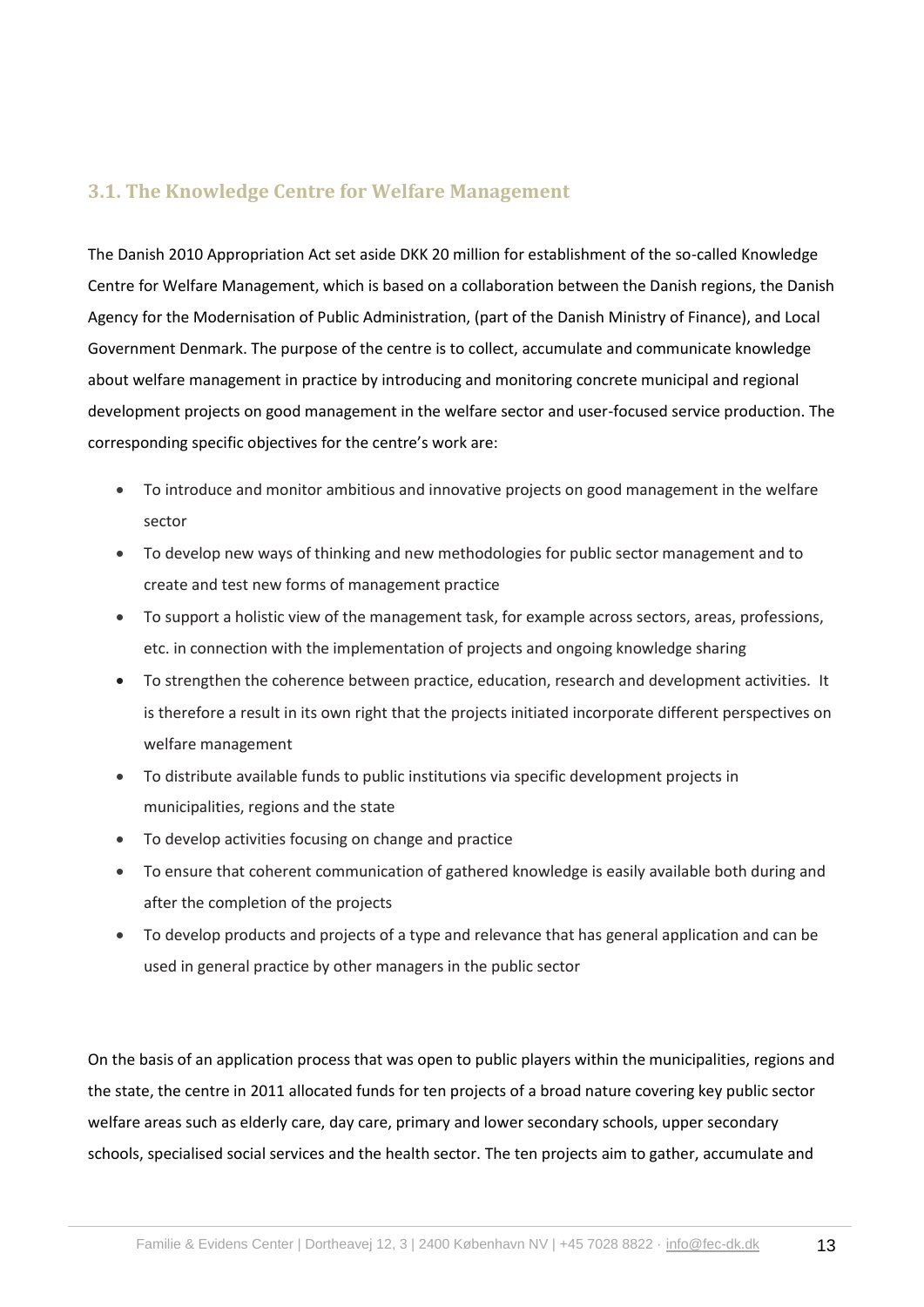### 3.1. The Knowledge Centre for Welfare Management

The Danish 2010 Appropriation Act set aside DKK 20 million for establishment of the so-called Knowledge Centre for Welfare Management, which is based on a collaboration between the Danish regions, the Danish Agency for the Modernisation of Public Administration, (part of the Danish Ministry of Finance), and Local Government Denmark. The purpose of the centre is to collect, accumulate and communicate knowledge about welfare management in practice by introducing and monitoring concrete municipal and regional development projects on good management in the welfare sector and user-focused service production. The corresponding specific objectives for the centre's work are:

- To introduce and monitor ambitious and innovative projects on good management in the welfare sector
- To develop new ways of thinking and new methodologies for public sector management and to create and test new forms of management practice
- To support a holistic view of the management task, for example across sectors, areas, professions, etc. in connection with the implementation of projects and ongoing knowledge sharing
- To strengthen the coherence between practice, education, research and development activities. It is therefore a result in its own right that the projects initiated incorporate different perspectives on welfare management
- To distribute available funds to public institutions via specific development projects in municipalities, regions and the state
- To develop activities focusing on change and practice
- To ensure that coherent communication of gathered knowledge is easily available both during and after the completion of the projects
- To develop products and projects of a type and relevance that has general application and can be used in general practice by other managers in the public sector

On the basis of an application process that was open to public players within the municipalities, regions and the state, the centre in 2011 allocated funds for ten projects of a broad nature covering key public sector welfare areas such as elderly care, day care, primary and lower secondary schools, upper secondary schools, specialised social services and the health sector. The ten projects aim to gather, accumulate and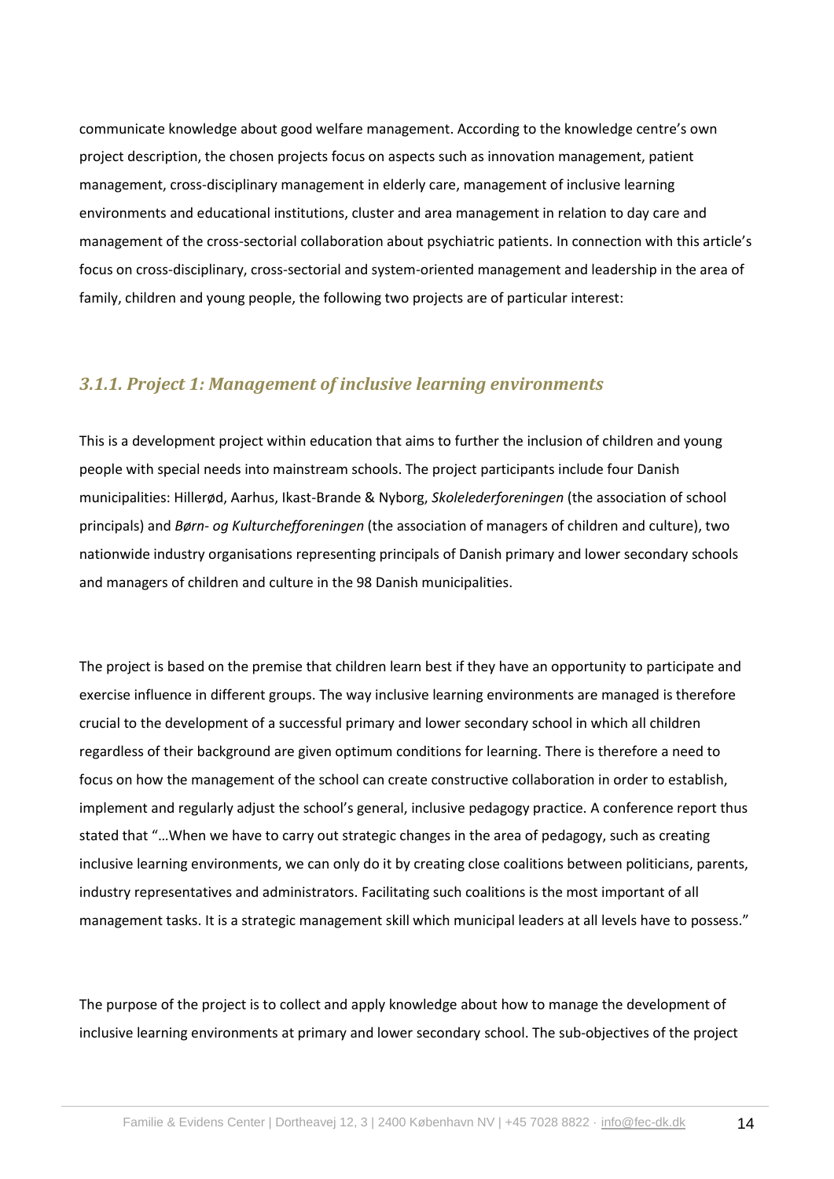communicate knowledge about good welfare management. According to the knowledge centre's own project description, the chosen projects focus on aspects such as innovation management, patient management, cross-disciplinary management in elderly care, management of inclusive learning environments and educational institutions, cluster and area management in relation to day care and management of the cross-sectorial collaboration about psychiatric patients. In connection with this article's focus on cross-disciplinary, cross-sectorial and system-oriented management and leadership in the area of family, children and young people, the following two projects are of particular interest:

### *3.1.1. Project 1: Management of inclusive learning environments*

This is a development project within education that aims to further the inclusion of children and young people with special needs into mainstream schools. The project participants include four Danish municipalities: Hillerød, Aarhus, Ikast-Brande & Nyborg, *Skolelederforeningen* (the association of school principals) and *Børn- og Kulturchefforeningen* (the association of managers of children and culture), two nationwide industry organisations representing principals of Danish primary and lower secondary schools and managers of children and culture in the 98 Danish municipalities.

The project is based on the premise that children learn best if they have an opportunity to participate and exercise influence in different groups. The way inclusive learning environments are managed is therefore crucial to the development of a successful primary and lower secondary school in which all children regardless of their background are given optimum conditions for learning. There is therefore a need to focus on how the management of the school can create constructive collaboration in order to establish, implement and regularly adjust the school's general, inclusive pedagogy practice. A conference report thus stated that "…When we have to carry out strategic changes in the area of pedagogy, such as creating inclusive learning environments, we can only do it by creating close coalitions between politicians, parents, industry representatives and administrators. Facilitating such coalitions is the most important of all management tasks. It is a strategic management skill which municipal leaders at all levels have to possess."

The purpose of the project is to collect and apply knowledge about how to manage the development of inclusive learning environments at primary and lower secondary school. The sub-objectives of the project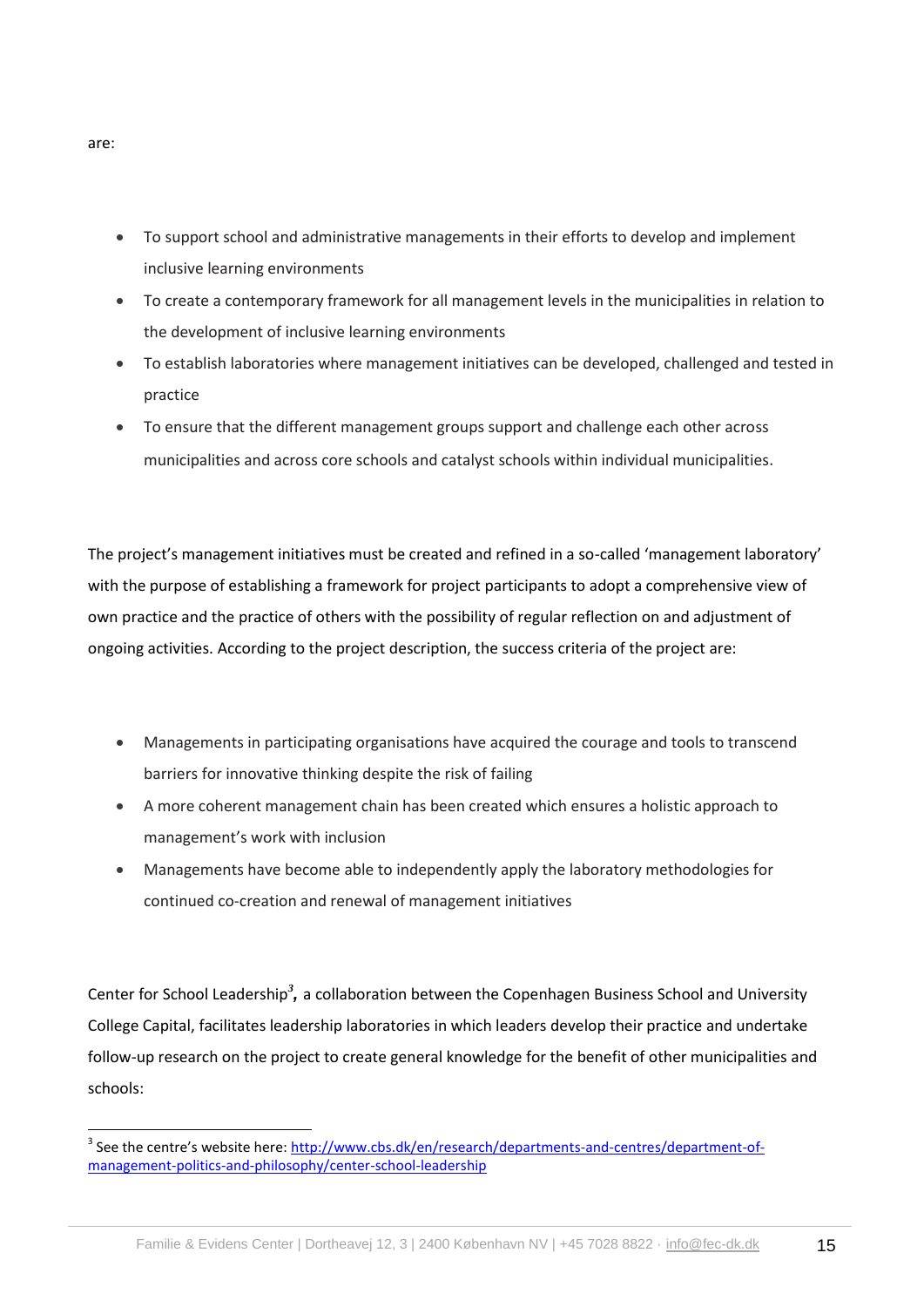are:

- To support school and administrative managements in their efforts to develop and implement inclusive learning environments
- To create a contemporary framework for all management levels in the municipalities in relation to the development of inclusive learning environments
- To establish laboratories where management initiatives can be developed, challenged and tested in practice
- To ensure that the different management groups support and challenge each other across municipalities and across core schools and catalyst schools within individual municipalities.

The project's management initiatives must be created and refined in a so-called 'management laboratory' with the purpose of establishing a framework for project participants to adopt a comprehensive view of own practice and the practice of others with the possibility of regular reflection on and adjustment of ongoing activities. According to the project description, the success criteria of the project are:

- Managements in participating organisations have acquired the courage and tools to transcend barriers for innovative thinking despite the risk of failing
- A more coherent management chain has been created which ensures a holistic approach to management's work with inclusion
- Managements have become able to independently apply the laboratory methodologies for continued co-creation and renewal of management initiatives

Center for School Leadership[3], a collaboration between the Copenhagen Business School and University College Capital, facilitates leadership laboratories in which leaders develop their practice and undertake follow-up research on the project to create general knowledge for the benefit of other municipalities and schools:

[3] See the centre's website here: http://www.cbs.dk/en/research/departments-and-centres/department-of-management-politics-and-philosophy/center-school-leadership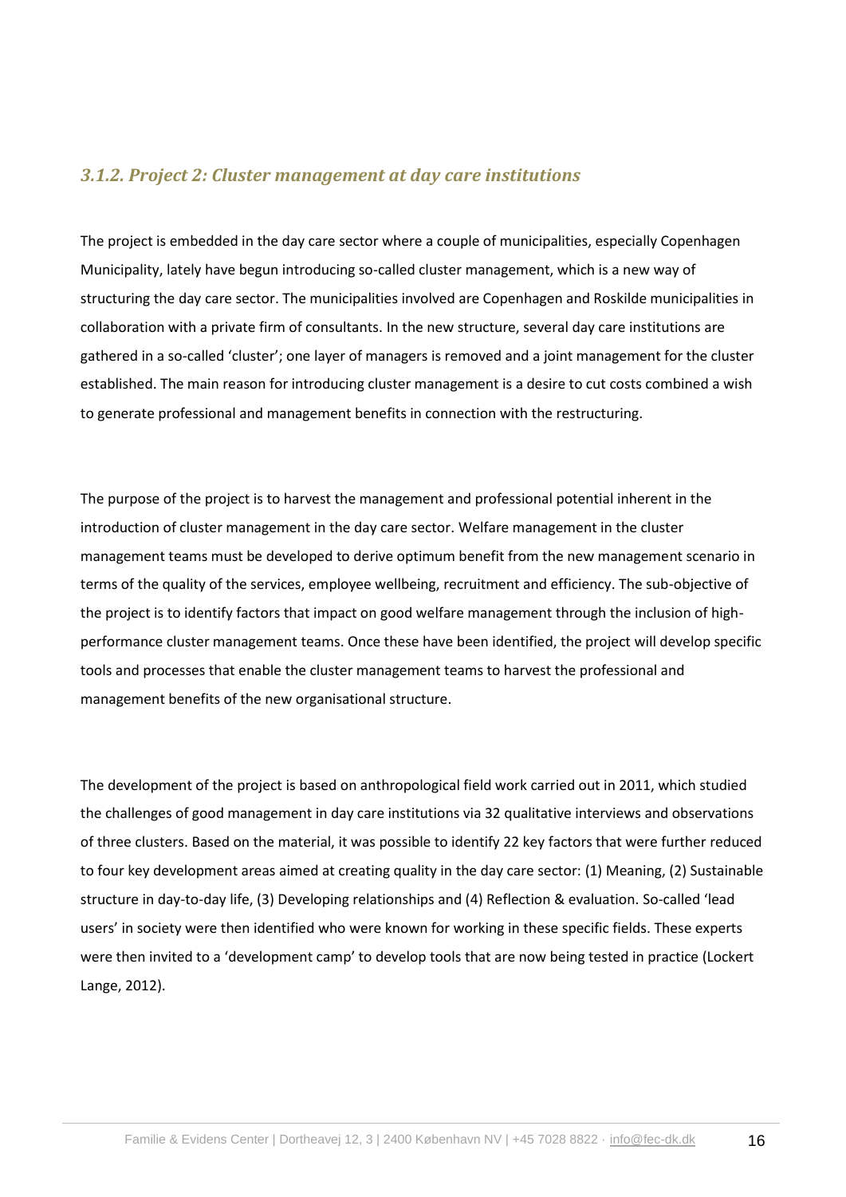### *3.1.2. Project 2: Cluster management at day care institutions*

The project is embedded in the day care sector where a couple of municipalities, especially Copenhagen Municipality, lately have begun introducing so-called cluster management, which is a new way of structuring the day care sector. The municipalities involved are Copenhagen and Roskilde municipalities in collaboration with a private firm of consultants. In the new structure, several day care institutions are gathered in a so-called 'cluster'; one layer of managers is removed and a joint management for the cluster established. The main reason for introducing cluster management is a desire to cut costs combined a wish to generate professional and management benefits in connection with the restructuring.

The purpose of the project is to harvest the management and professional potential inherent in the introduction of cluster management in the day care sector. Welfare management in the cluster management teams must be developed to derive optimum benefit from the new management scenario in terms of the quality of the services, employee wellbeing, recruitment and efficiency. The sub-objective of the project is to identify factors that impact on good welfare management through the inclusion of high-performance cluster management teams. Once these have been identified, the project will develop specific tools and processes that enable the cluster management teams to harvest the professional and management benefits of the new organisational structure.

The development of the project is based on anthropological field work carried out in 2011, which studied the challenges of good management in day care institutions via 32 qualitative interviews and observations of three clusters. Based on the material, it was possible to identify 22 key factors that were further reduced to four key development areas aimed at creating quality in the day care sector: (1) Meaning, (2) Sustainable structure in day-to-day life, (3) Developing relationships and (4) Reflection & evaluation. So-called 'lead users' in society were then identified who were known for working in these specific fields. These experts were then invited to a 'development camp' to develop tools that are now being tested in practice (Lockert Lange, 2012).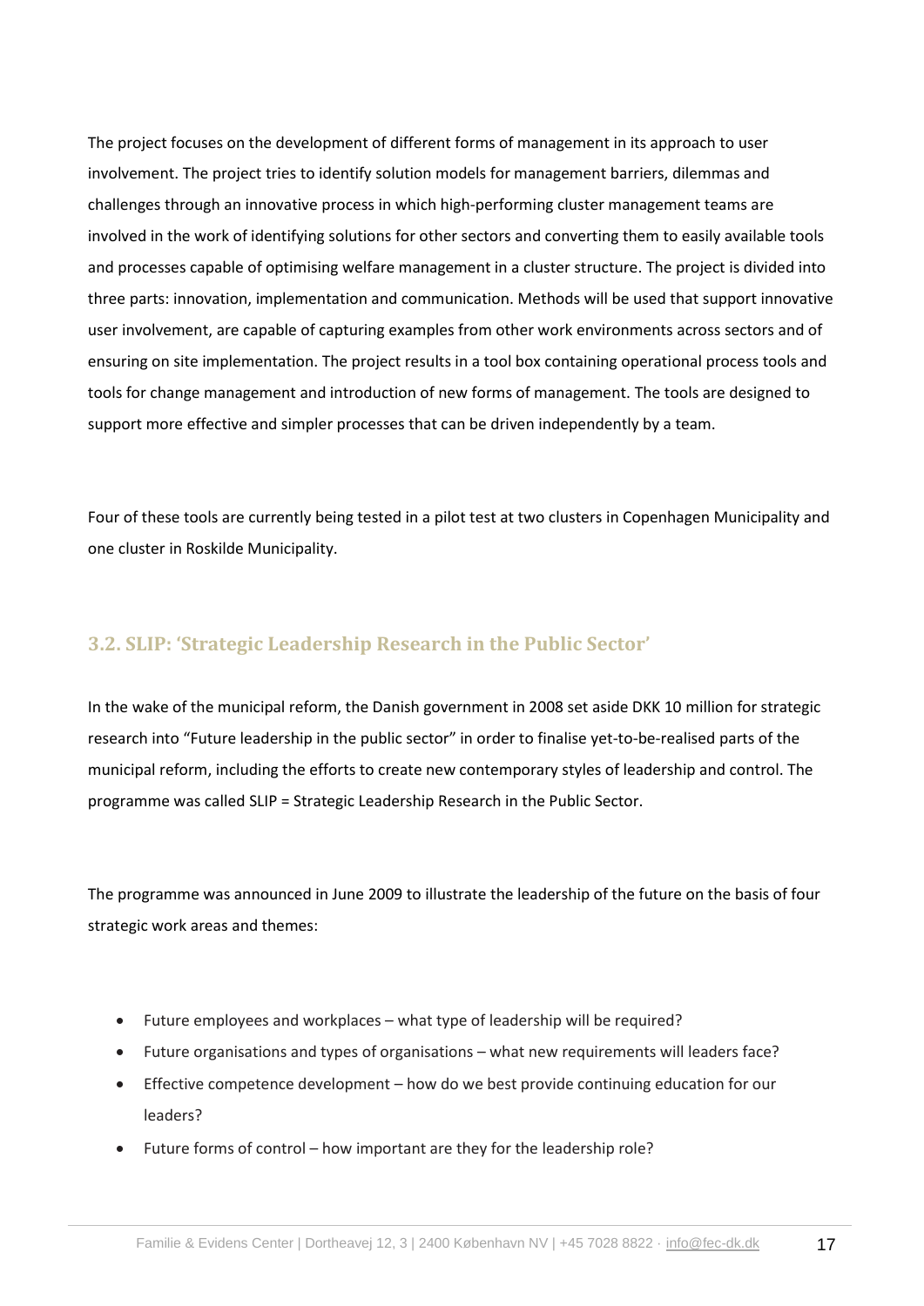The project focuses on the development of different forms of management in its approach to user involvement. The project tries to identify solution models for management barriers, dilemmas and challenges through an innovative process in which high-performing cluster management teams are involved in the work of identifying solutions for other sectors and converting them to easily available tools and processes capable of optimising welfare management in a cluster structure. The project is divided into three parts: innovation, implementation and communication. Methods will be used that support innovative user involvement, are capable of capturing examples from other work environments across sectors and of ensuring on site implementation. The project results in a tool box containing operational process tools and tools for change management and introduction of new forms of management. The tools are designed to support more effective and simpler processes that can be driven independently by a team.

Four of these tools are currently being tested in a pilot test at two clusters in Copenhagen Municipality and one cluster in Roskilde Municipality.

### 3.2. SLIP: 'Strategic Leadership Research in the Public Sector'

In the wake of the municipal reform, the Danish government in 2008 set aside DKK 10 million for strategic research into "Future leadership in the public sector" in order to finalise yet-to-be-realised parts of the municipal reform, including the efforts to create new contemporary styles of leadership and control. The programme was called SLIP = Strategic Leadership Research in the Public Sector.

The programme was announced in June 2009 to illustrate the leadership of the future on the basis of four strategic work areas and themes:

- Future employees and workplaces – what type of leadership will be required?
- Future organisations and types of organisations – what new requirements will leaders face?
- Effective competence development – how do we best provide continuing education for our leaders?
- Future forms of control – how important are they for the leadership role?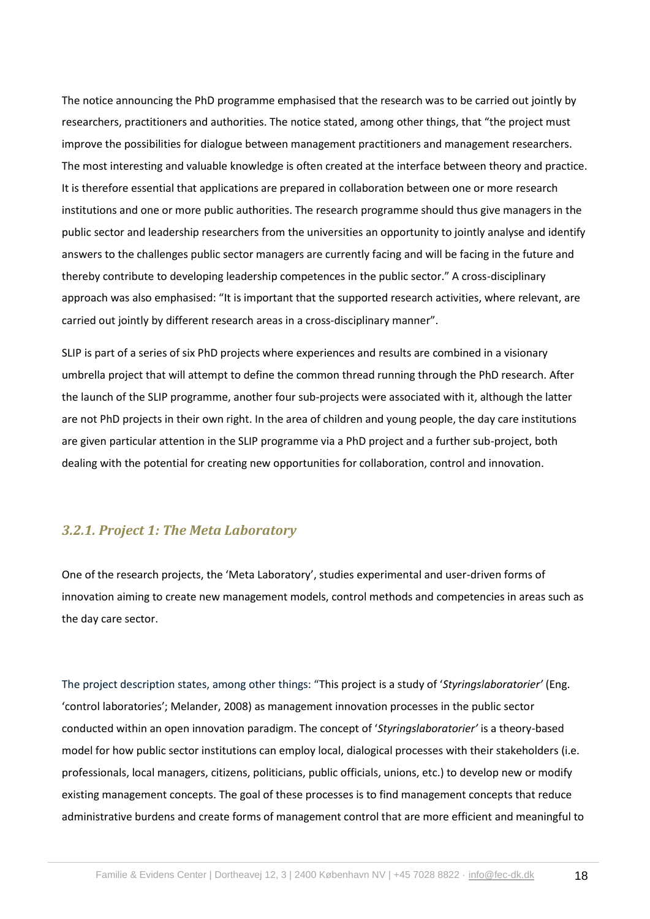The notice announcing the PhD programme emphasised that the research was to be carried out jointly by researchers, practitioners and authorities. The notice stated, among other things, that “the project must improve the possibilities for dialogue between management practitioners and management researchers. The most interesting and valuable knowledge is often created at the interface between theory and practice. It is therefore essential that applications are prepared in collaboration between one or more research institutions and one or more public authorities. The research programme should thus give managers in the public sector and leadership researchers from the universities an opportunity to jointly analyse and identify answers to the challenges public sector managers are currently facing and will be facing in the future and thereby contribute to developing leadership competences in the public sector.” A cross-disciplinary approach was also emphasised: “It is important that the supported research activities, where relevant, are carried out jointly by different research areas in a cross-disciplinary manner”.

SLIP is part of a series of six PhD projects where experiences and results are combined in a visionary umbrella project that will attempt to define the common thread running through the PhD research. After the launch of the SLIP programme, another four sub-projects were associated with it, although the latter are not PhD projects in their own right. In the area of children and young people, the day care institutions are given particular attention in the SLIP programme via a PhD project and a further sub-project, both dealing with the potential for creating new opportunities for collaboration, control and innovation.

### *3.2.1. Project 1: The Meta Laboratory*

One of the research projects, the ‘Meta Laboratory’, studies experimental and user-driven forms of innovation aiming to create new management models, control methods and competencies in areas such as the day care sector.

The project description states, among other things: “This project is a study of ‘*Styringslaboratorier’* (Eng. ‘control laboratories’; Melander, 2008) as management innovation processes in the public sector conducted within an open innovation paradigm. The concept of ‘*Styringslaboratorier’* is a theory-based model for how public sector institutions can employ local, dialogical processes with their stakeholders (i.e. professionals, local managers, citizens, politicians, public officials, unions, etc.) to develop new or modify existing management concepts. The goal of these processes is to find management concepts that reduce administrative burdens and create forms of management control that are more efficient and meaningful to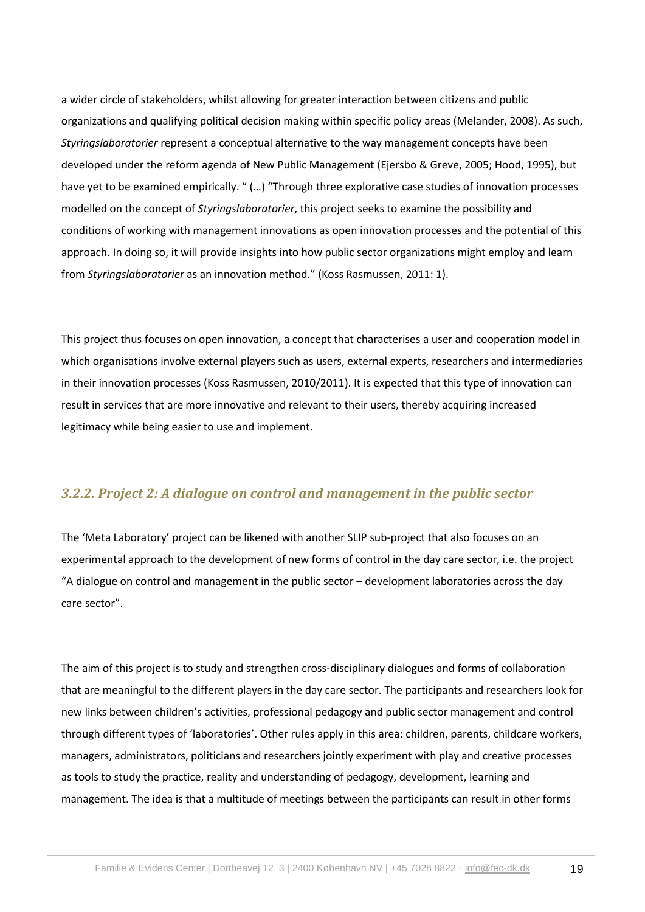a wider circle of stakeholders, whilst allowing for greater interaction between citizens and public organizations and qualifying political decision making within specific policy areas (Melander, 2008). As such, *Styringslaboratorier* represent a conceptual alternative to the way management concepts have been developed under the reform agenda of New Public Management (Ejersbo & Greve, 2005; Hood, 1995), but have yet to be examined empirically. " (…) "Through three explorative case studies of innovation processes modelled on the concept of *Styringslaboratorier*, this project seeks to examine the possibility and conditions of working with management innovations as open innovation processes and the potential of this approach. In doing so, it will provide insights into how public sector organizations might employ and learn from *Styringslaboratorier* as an innovation method." (Koss Rasmussen, 2011: 1).

This project thus focuses on open innovation, a concept that characterises a user and cooperation model in which organisations involve external players such as users, external experts, researchers and intermediaries in their innovation processes (Koss Rasmussen, 2010/2011). It is expected that this type of innovation can result in services that are more innovative and relevant to their users, thereby acquiring increased legitimacy while being easier to use and implement.

### *3.2.2. Project 2: A dialogue on control and management in the public sector*

The 'Meta Laboratory' project can be likened with another SLIP sub-project that also focuses on an experimental approach to the development of new forms of control in the day care sector, i.e. the project "A dialogue on control and management in the public sector – development laboratories across the day care sector".

The aim of this project is to study and strengthen cross-disciplinary dialogues and forms of collaboration that are meaningful to the different players in the day care sector. The participants and researchers look for new links between children's activities, professional pedagogy and public sector management and control through different types of 'laboratories'. Other rules apply in this area: children, parents, childcare workers, managers, administrators, politicians and researchers jointly experiment with play and creative processes as tools to study the practice, reality and understanding of pedagogy, development, learning and management. The idea is that a multitude of meetings between the participants can result in other forms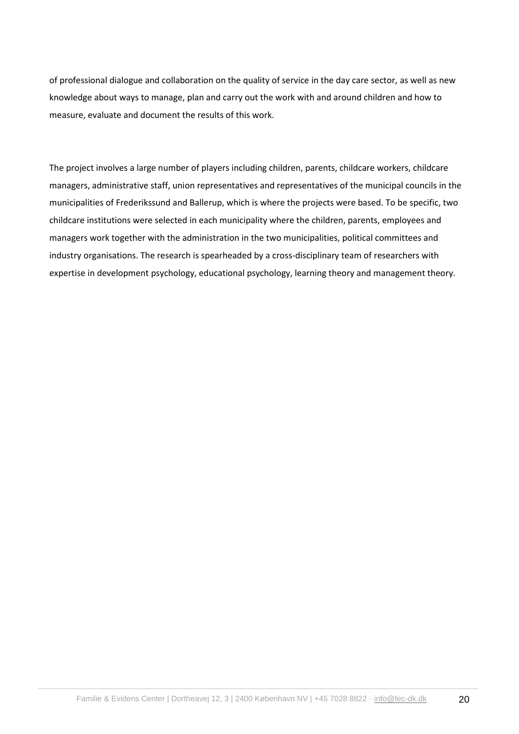of professional dialogue and collaboration on the quality of service in the day care sector, as well as new knowledge about ways to manage, plan and carry out the work with and around children and how to measure, evaluate and document the results of this work.

The project involves a large number of players including children, parents, childcare workers, childcare managers, administrative staff, union representatives and representatives of the municipal councils in the municipalities of Frederikssund and Ballerup, which is where the projects were based. To be specific, two childcare institutions were selected in each municipality where the children, parents, employees and managers work together with the administration in the two municipalities, political committees and industry organisations. The research is spearheaded by a cross-disciplinary team of researchers with expertise in development psychology, educational psychology, learning theory and management theory.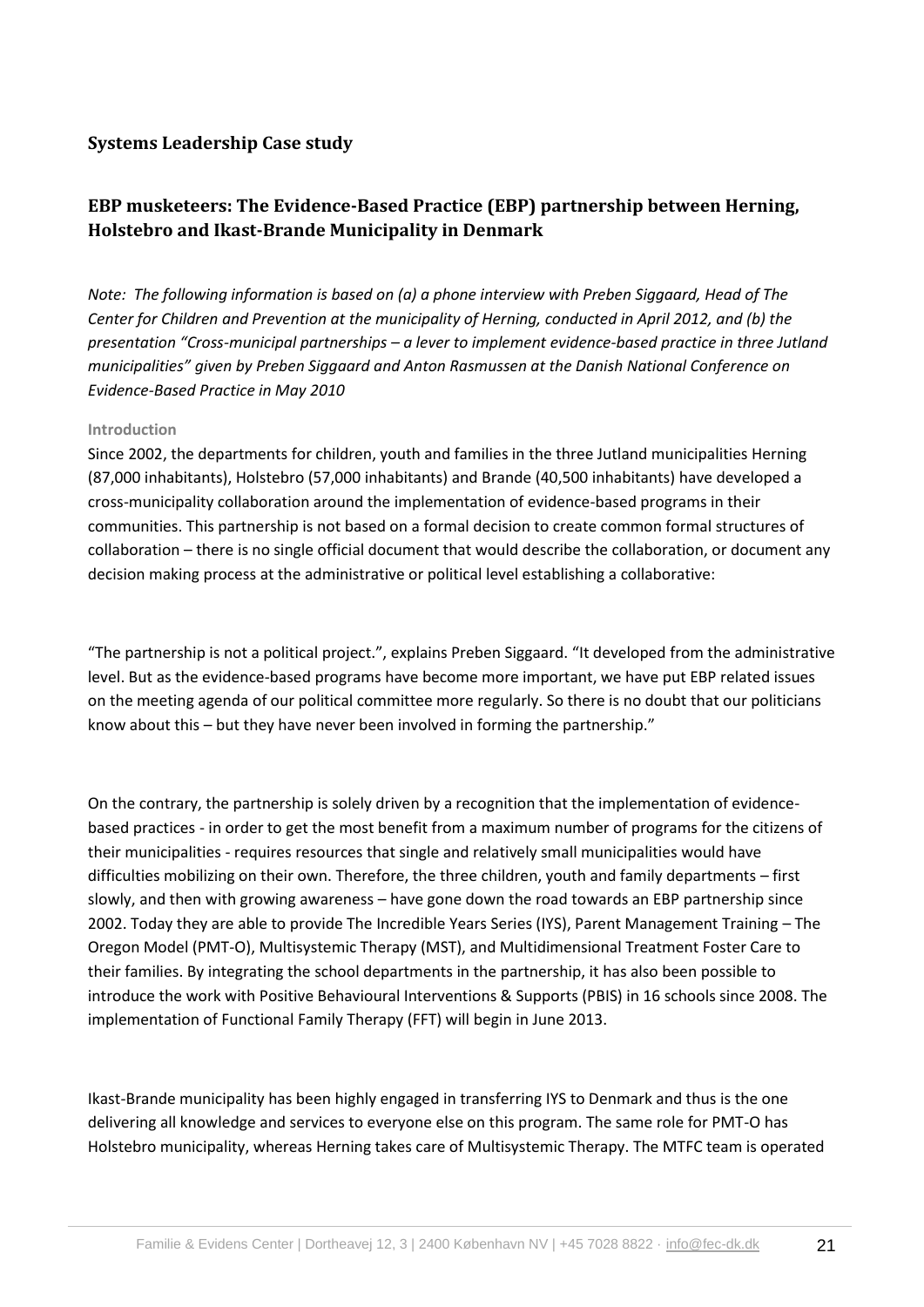## Systems Leadership Case study

## EBP musketeers: The Evidence-Based Practice (EBP) partnership between Herning, Holstebro and Ikast-Brande Municipality in Denmark

*Note: The following information is based on (a) a phone interview with Preben Siggaard, Head of The Center for Children and Prevention at the municipality of Herning, conducted in April 2012, and (b) the presentation "Cross-municipal partnerships – a lever to implement evidence-based practice in three Jutland municipalities" given by Preben Siggaard and Anton Rasmussen at the Danish National Conference on Evidence-Based Practice in May 2010*

#### Introduction

Since 2002, the departments for children, youth and families in the three Jutland municipalities Herning (87,000 inhabitants), Holstebro (57,000 inhabitants) and Brande (40,500 inhabitants) have developed a cross-municipality collaboration around the implementation of evidence-based programs in their communities. This partnership is not based on a formal decision to create common formal structures of collaboration – there is no single official document that would describe the collaboration, or document any decision making process at the administrative or political level establishing a collaborative:

"The partnership is not a political project.", explains Preben Siggaard. "It developed from the administrative level. But as the evidence-based programs have become more important, we have put EBP related issues on the meeting agenda of our political committee more regularly. So there is no doubt that our politicians know about this – but they have never been involved in forming the partnership."

On the contrary, the partnership is solely driven by a recognition that the implementation of evidence-based practices - in order to get the most benefit from a maximum number of programs for the citizens of their municipalities - requires resources that single and relatively small municipalities would have difficulties mobilizing on their own. Therefore, the three children, youth and family departments – first slowly, and then with growing awareness – have gone down the road towards an EBP partnership since 2002. Today they are able to provide The Incredible Years Series (IYS), Parent Management Training – The Oregon Model (PMT-O), Multisystemic Therapy (MST), and Multidimensional Treatment Foster Care to their families. By integrating the school departments in the partnership, it has also been possible to introduce the work with Positive Behavioural Interventions & Supports (PBIS) in 16 schools since 2008. The implementation of Functional Family Therapy (FFT) will begin in June 2013.

Ikast-Brande municipality has been highly engaged in transferring IYS to Denmark and thus is the one delivering all knowledge and services to everyone else on this program. The same role for PMT-O has Holstebro municipality, whereas Herning takes care of Multisystemic Therapy. The MTFC team is operated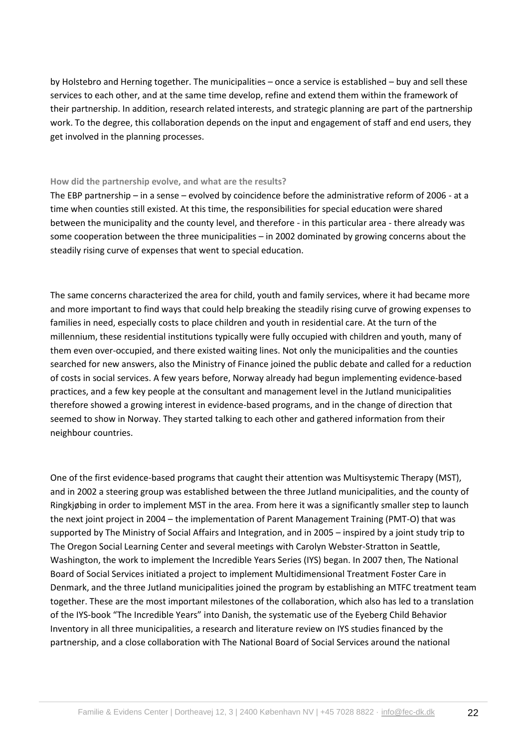by Holstebro and Herning together. The municipalities – once a service is established – buy and sell these services to each other, and at the same time develop, refine and extend them within the framework of their partnership. In addition, research related interests, and strategic planning are part of the partnership work. To the degree, this collaboration depends on the input and engagement of staff and end users, they get involved in the planning processes.

**How did the partnership evolve, and what are the results?**

The EBP partnership – in a sense – evolved by coincidence before the administrative reform of 2006 - at a time when counties still existed. At this time, the responsibilities for special education were shared between the municipality and the county level, and therefore - in this particular area - there already was some cooperation between the three municipalities – in 2002 dominated by growing concerns about the steadily rising curve of expenses that went to special education.

The same concerns characterized the area for child, youth and family services, where it had became more and more important to find ways that could help breaking the steadily rising curve of growing expenses to families in need, especially costs to place children and youth in residential care. At the turn of the millennium, these residential institutions typically were fully occupied with children and youth, many of them even over-occupied, and there existed waiting lines. Not only the municipalities and the counties searched for new answers, also the Ministry of Finance joined the public debate and called for a reduction of costs in social services. A few years before, Norway already had begun implementing evidence-based practices, and a few key people at the consultant and management level in the Jutland municipalities therefore showed a growing interest in evidence-based programs, and in the change of direction that seemed to show in Norway. They started talking to each other and gathered information from their neighbour countries.

One of the first evidence-based programs that caught their attention was Multisystemic Therapy (MST), and in 2002 a steering group was established between the three Jutland municipalities, and the county of Ringkjøbing in order to implement MST in the area. From here it was a significantly smaller step to launch the next joint project in 2004 – the implementation of Parent Management Training (PMT-O) that was supported by The Ministry of Social Affairs and Integration, and in 2005 – inspired by a joint study trip to The Oregon Social Learning Center and several meetings with Carolyn Webster-Stratton in Seattle, Washington, the work to implement the Incredible Years Series (IYS) began. In 2007 then, The National Board of Social Services initiated a project to implement Multidimensional Treatment Foster Care in Denmark, and the three Jutland municipalities joined the program by establishing an MTFC treatment team together. These are the most important milestones of the collaboration, which also has led to a translation of the IYS-book "The Incredible Years" into Danish, the systematic use of the Eyeberg Child Behavior Inventory in all three municipalities, a research and literature review on IYS studies financed by the partnership, and a close collaboration with The National Board of Social Services around the national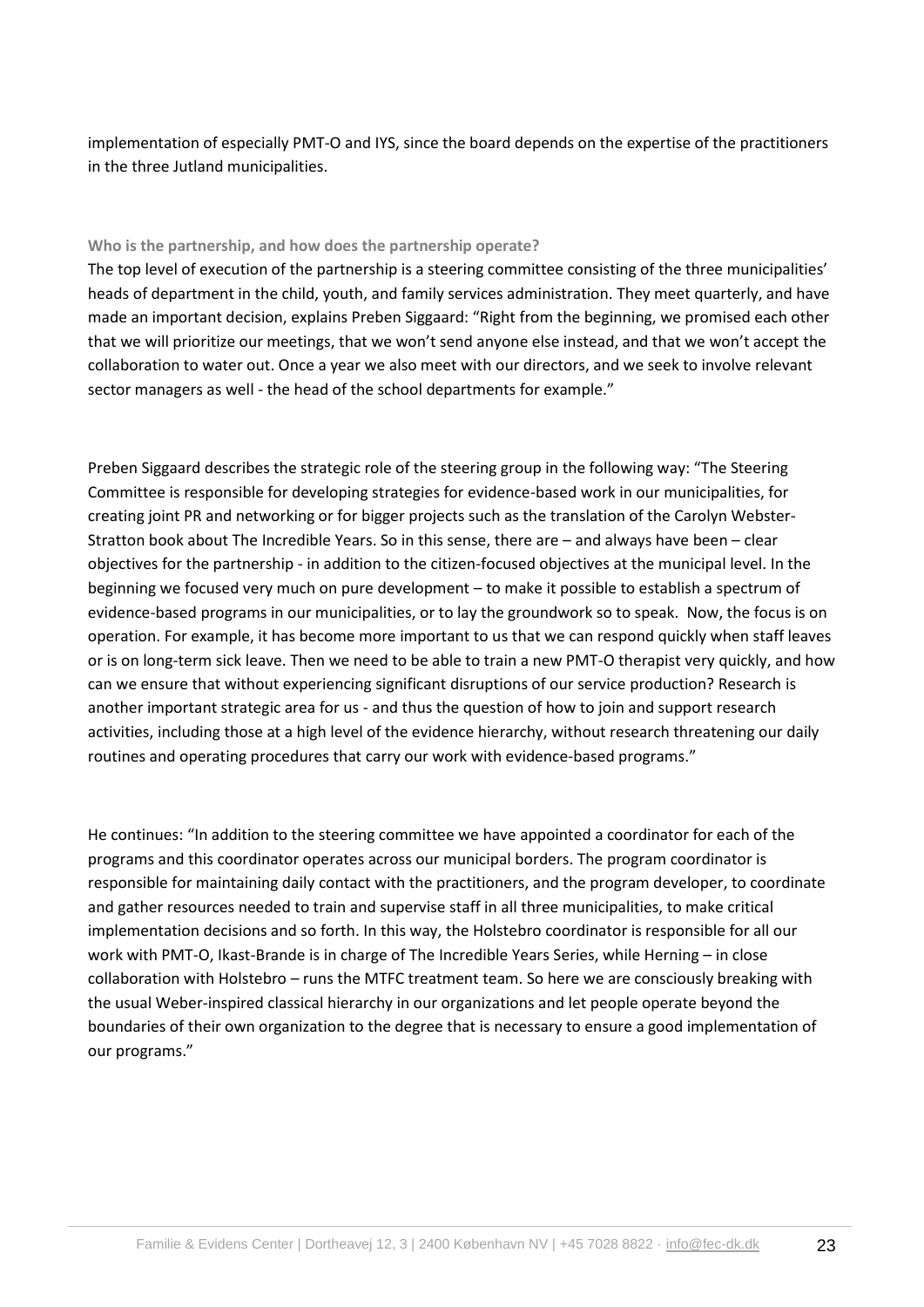implementation of especially PMT-O and IYS, since the board depends on the expertise of the practitioners in the three Jutland municipalities.

**Who is the partnership, and how does the partnership operate?**

The top level of execution of the partnership is a steering committee consisting of the three municipalities' heads of department in the child, youth, and family services administration. They meet quarterly, and have made an important decision, explains Preben Siggaard: "Right from the beginning, we promised each other that we will prioritize our meetings, that we won't send anyone else instead, and that we won't accept the collaboration to water out. Once a year we also meet with our directors, and we seek to involve relevant sector managers as well - the head of the school departments for example."

Preben Siggaard describes the strategic role of the steering group in the following way: "The Steering Committee is responsible for developing strategies for evidence-based work in our municipalities, for creating joint PR and networking or for bigger projects such as the translation of the Carolyn Webster-Stratton book about The Incredible Years. So in this sense, there are – and always have been – clear objectives for the partnership - in addition to the citizen-focused objectives at the municipal level. In the beginning we focused very much on pure development – to make it possible to establish a spectrum of evidence-based programs in our municipalities, or to lay the groundwork so to speak. Now, the focus is on operation. For example, it has become more important to us that we can respond quickly when staff leaves or is on long-term sick leave. Then we need to be able to train a new PMT-O therapist very quickly, and how can we ensure that without experiencing significant disruptions of our service production? Research is another important strategic area for us - and thus the question of how to join and support research activities, including those at a high level of the evidence hierarchy, without research threatening our daily routines and operating procedures that carry our work with evidence-based programs."

He continues: "In addition to the steering committee we have appointed a coordinator for each of the programs and this coordinator operates across our municipal borders. The program coordinator is responsible for maintaining daily contact with the practitioners, and the program developer, to coordinate and gather resources needed to train and supervise staff in all three municipalities, to make critical implementation decisions and so forth. In this way, the Holstebro coordinator is responsible for all our work with PMT-O, Ikast-Brande is in charge of The Incredible Years Series, while Herning – in close collaboration with Holstebro – runs the MTFC treatment team. So here we are consciously breaking with the usual Weber-inspired classical hierarchy in our organizations and let people operate beyond the boundaries of their own organization to the degree that is necessary to ensure a good implementation of our programs."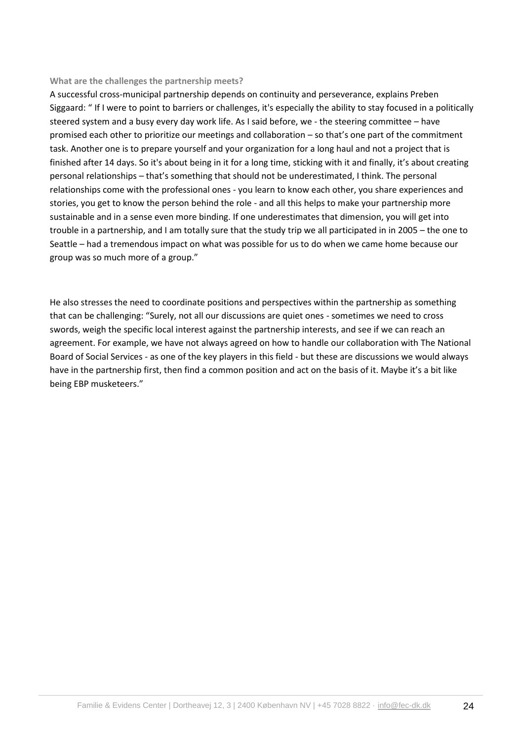**What are the challenges the partnership meets?**

A successful cross-municipal partnership depends on continuity and perseverance, explains Preben Siggaard: " If I were to point to barriers or challenges, it's especially the ability to stay focused in a politically steered system and a busy every day work life. As I said before, we - the steering committee – have promised each other to prioritize our meetings and collaboration – so that's one part of the commitment task. Another one is to prepare yourself and your organization for a long haul and not a project that is finished after 14 days. So it's about being in it for a long time, sticking with it and finally, it's about creating personal relationships – that's something that should not be underestimated, I think. The personal relationships come with the professional ones - you learn to know each other, you share experiences and stories, you get to know the person behind the role - and all this helps to make your partnership more sustainable and in a sense even more binding. If one underestimates that dimension, you will get into trouble in a partnership, and I am totally sure that the study trip we all participated in in 2005 – the one to Seattle – had a tremendous impact on what was possible for us to do when we came home because our group was so much more of a group."

He also stresses the need to coordinate positions and perspectives within the partnership as something that can be challenging: "Surely, not all our discussions are quiet ones - sometimes we need to cross swords, weigh the specific local interest against the partnership interests, and see if we can reach an agreement. For example, we have not always agreed on how to handle our collaboration with The National Board of Social Services - as one of the key players in this field - but these are discussions we would always have in the partnership first, then find a common position and act on the basis of it. Maybe it's a bit like being EBP musketeers."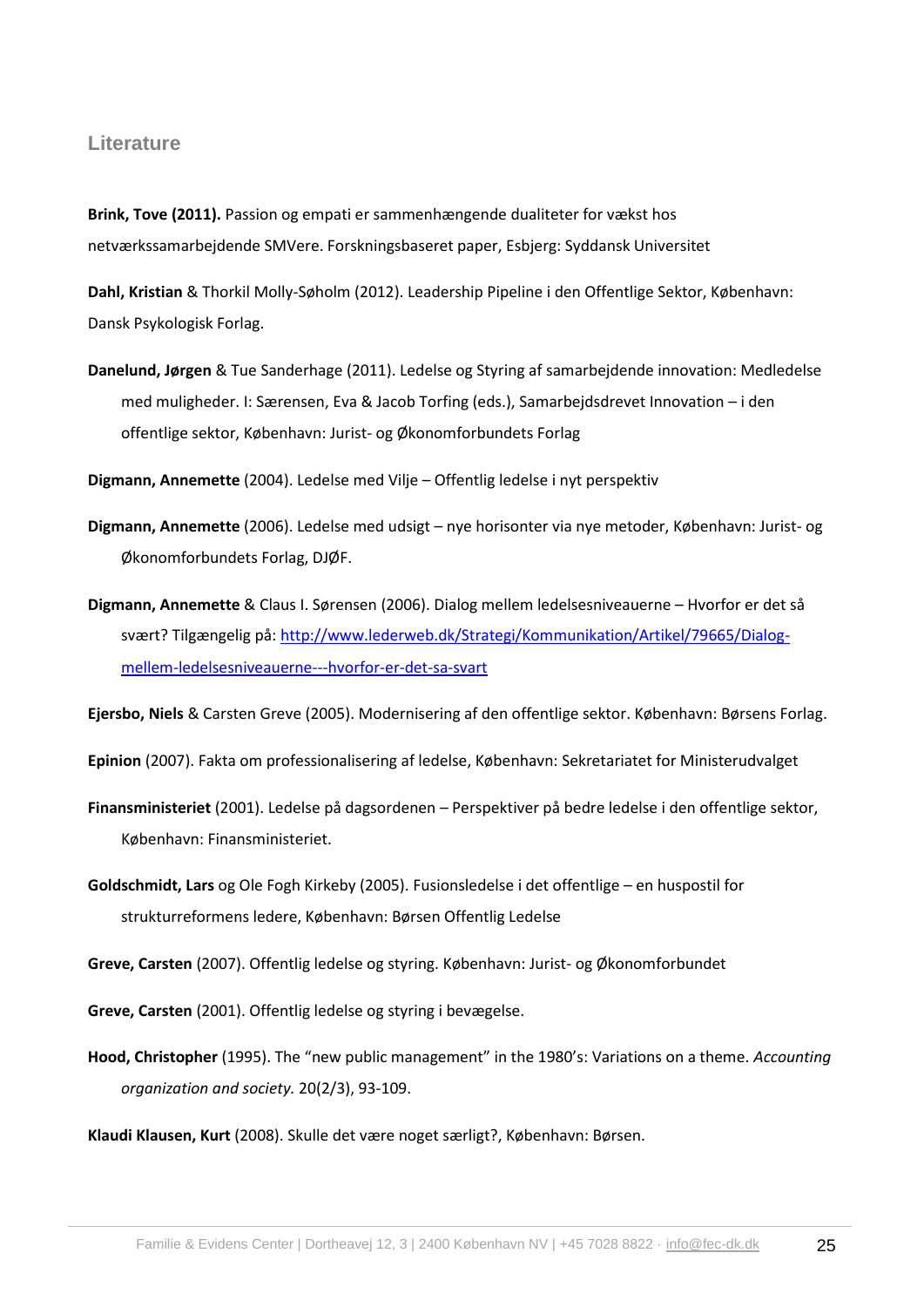## Literature

**Brink, Tove (2011).** Passion og empati er sammenhængende dualiteter for vækst hos netværkssamarbejdende SMVere. Forskningsbaseret paper, Esbjerg: Syddansk Universitet

**Dahl, Kristian** & Thorkil Molly-Søholm (2012). Leadership Pipeline i den Offentlige Sektor, København: Dansk Psykologisk Forlag.

**Danelund, Jørgen** & Tue Sanderhage (2011). Ledelse og Styring af samarbejdende innovation: Medledelse med muligheder. I: Særensen, Eva & Jacob Torfing (eds.), Samarbejdsdrevet Innovation – i den offentlige sektor, København: Jurist- og Økonomforbundets Forlag

**Digmann, Annemette** (2004). Ledelse med Vilje – Offentlig ledelse i nyt perspektiv

**Digmann, Annemette** (2006). Ledelse med udsigt – nye horisonter via nye metoder, København: Jurist- og Økonomforbundets Forlag, DJØF.

**Digmann, Annemette** & Claus I. Sørensen (2006). Dialog mellem ledelsesniveauerne – Hvorfor er det så svært? Tilgængelig på: [http://www.lederweb.dk/Strategi/Kommunikation/Artikel/79665/Dialog-mellem-ledelsesniveauerne---hvorfor-er-det-sa-svart](http://www.lederweb.dk/Strategi/Kommunikation/Artikel/79665/Dialog-mellem-ledelsesniveauerne---hvorfor-er-det-sa-svart)

**Ejersbo, Niels** & Carsten Greve (2005). Modernisering af den offentlige sektor. København: Børsens Forlag.

**Epinion** (2007). Fakta om professionalisering af ledelse, København: Sekretariatet for Ministerudvalget

**Finansministeriet** (2001). Ledelse på dagsordenen – Perspektiver på bedre ledelse i den offentlige sektor, København: Finansministeriet.

**Goldschmidt, Lars** og Ole Fogh Kirkeby (2005). Fusionsledelse i det offentlige – en huspostil for strukturreformens ledere, København: Børsen Offentlig Ledelse

**Greve, Carsten** (2007). Offentlig ledelse og styring. København: Jurist- og Økonomforbundet

**Greve, Carsten** (2001). Offentlig ledelse og styring i bevægelse.

**Hood, Christopher** (1995). The "new public management" in the 1980's: Variations on a theme. *Accounting organization and society.* 20(2/3), 93-109.

**Klaudi Klausen, Kurt** (2008). Skulle det være noget særligt?, København: Børsen.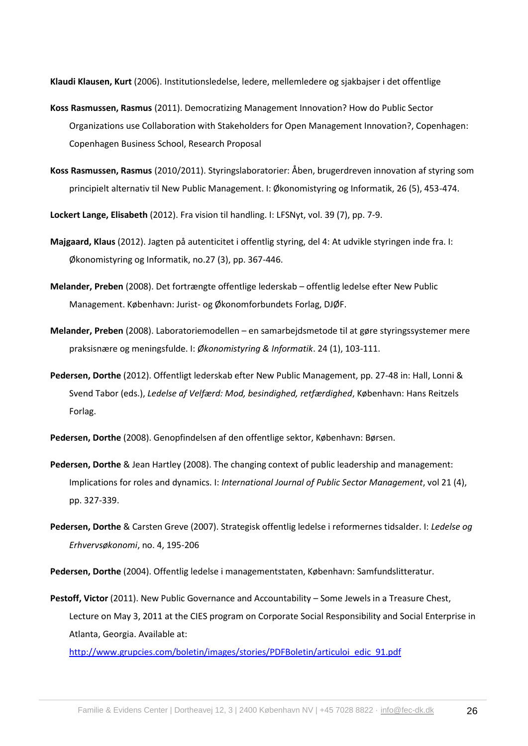**Klaudi Klausen, Kurt** (2006). Institutionsledelse, ledere, mellemledere og sjakbajser i det offentlige

**Koss Rasmussen, Rasmus** (2011). Democratizing Management Innovation? How do Public Sector Organizations use Collaboration with Stakeholders for Open Management Innovation?, Copenhagen: Copenhagen Business School, Research Proposal

**Koss Rasmussen, Rasmus** (2010/2011). Styringslaboratorier: Åben, brugerdreven innovation af styring som principielt alternativ til New Public Management. I: Økonomistyring og Informatik, 26 (5), 453-474.

**Lockert Lange, Elisabeth** (2012). Fra vision til handling. I: LFSNyt, vol. 39 (7), pp. 7-9.

**Majgaard, Klaus** (2012). Jagten på autenticitet i offentlig styring, del 4: At udvikle styringen inde fra. I: Økonomistyring og Informatik, no.27 (3), pp. 367-446.

**Melander, Preben** (2008). Det fortrængte offentlige lederskab – offentlig ledelse efter New Public Management. København: Jurist- og Økonomforbundets Forlag, DJØF.

**Melander, Preben** (2008). Laboratoriemodellen – en samarbejdsmetode til at gøre styringssystemer mere praksisnære og meningsfulde. I: *Økonomistyring & Informatik*. 24 (1), 103-111.

**Pedersen, Dorthe** (2012). Offentligt lederskab efter New Public Management, pp. 27-48 in: Hall, Lonni & Svend Tabor (eds.), *Ledelse af Velfærd: Mod, besindighed, retfærdighed*, København: Hans Reitzels Forlag.

**Pedersen, Dorthe** (2008). Genopfindelsen af den offentlige sektor, København: Børsen.

**Pedersen, Dorthe** & Jean Hartley (2008). The changing context of public leadership and management: Implications for roles and dynamics. I: *International Journal of Public Sector Management*, vol 21 (4), pp. 327-339.

**Pedersen, Dorthe** & Carsten Greve (2007). Strategisk offentlig ledelse i reformernes tidsalder. I: *Ledelse og Erhvervsøkonomi*, no. 4, 195-206

**Pedersen, Dorthe** (2004). Offentlig ledelse i managementstaten, København: Samfundslitteratur.

**Pestoff, Victor** (2011). New Public Governance and Accountability – Some Jewels in a Treasure Chest, Lecture on May 3, 2011 at the CIES program on Corporate Social Responsibility and Social Enterprise in Atlanta, Georgia. Available at: http://www.grupcies.com/boletin/images/stories/PDFBoletin/articuloi_edic_91.pdf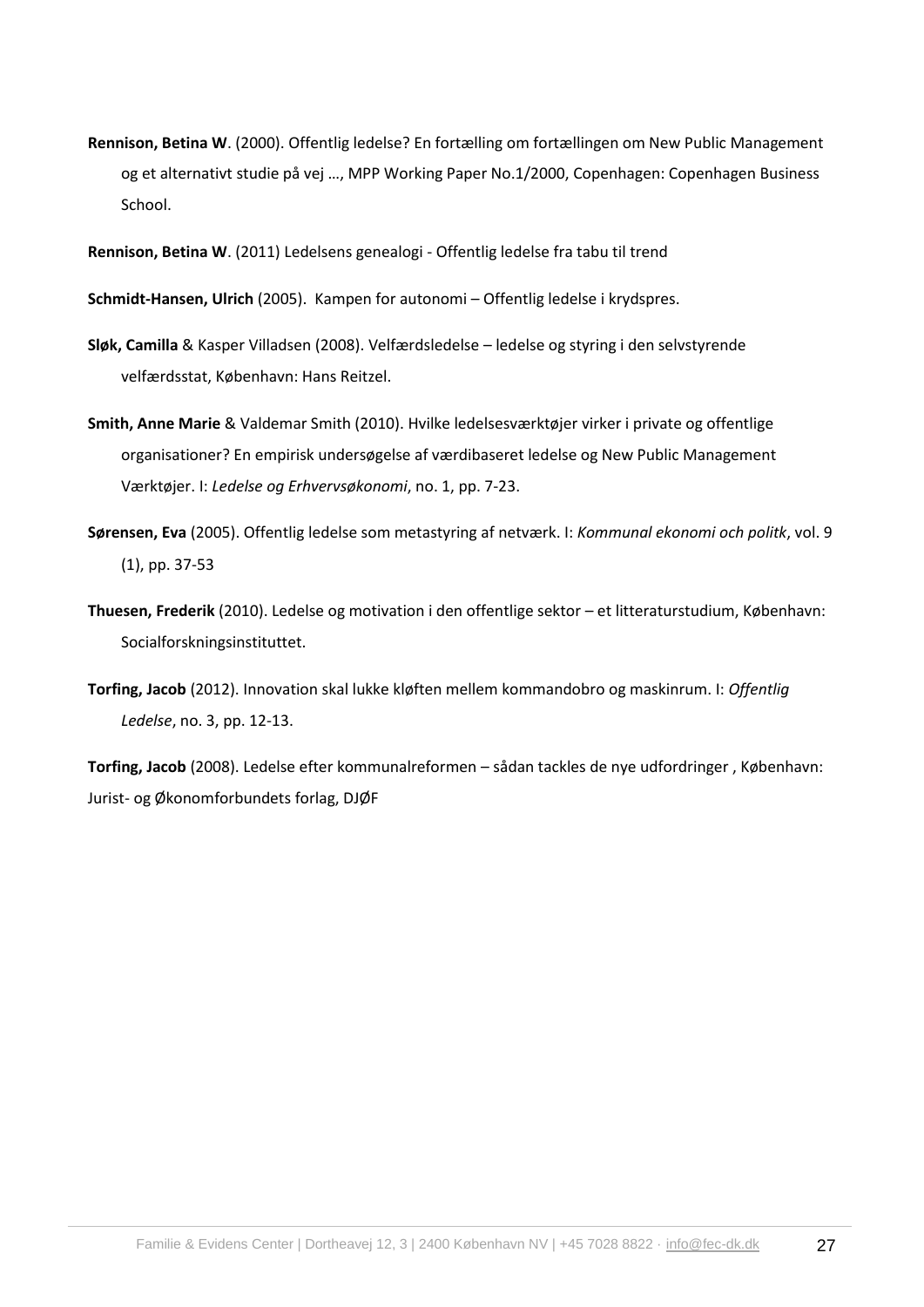**Rennison, Betina W**. (2000). Offentlig ledelse? En fortælling om fortællingen om New Public Management og et alternativt studie på vej …, MPP Working Paper No.1/2000, Copenhagen: Copenhagen Business School.

**Rennison, Betina W**. (2011) Ledelsens genealogi - Offentlig ledelse fra tabu til trend

**Schmidt-Hansen, Ulrich** (2005). Kampen for autonomi – Offentlig ledelse i krydspres.

**Sløk, Camilla** & Kasper Villadsen (2008). Velfærdsledelse – ledelse og styring i den selvstyrende velfærdsstat, København: Hans Reitzel.

**Smith, Anne Marie** & Valdemar Smith (2010). Hvilke ledelsesværktøjer virker i private og offentlige organisationer? En empirisk undersøgelse af værdibaseret ledelse og New Public Management Værktøjer. I: *Ledelse og Erhvervsøkonomi*, no. 1, pp. 7-23.

**Sørensen, Eva** (2005). Offentlig ledelse som metastyring af netværk. I: *Kommunal ekonomi och politk*, vol. 9 (1), pp. 37-53

**Thuesen, Frederik** (2010). Ledelse og motivation i den offentlige sektor – et litteraturstudium, København: Socialforskningsinstituttet.

**Torfing, Jacob** (2012). Innovation skal lukke kløften mellem kommandobro og maskinrum. I: *Offentlig Ledelse*, no. 3, pp. 12-13.

**Torfing, Jacob** (2008). Ledelse efter kommunalreformen – sådan tackles de nye udfordringer , København: Jurist- og Økonomforbundets forlag, DJØF